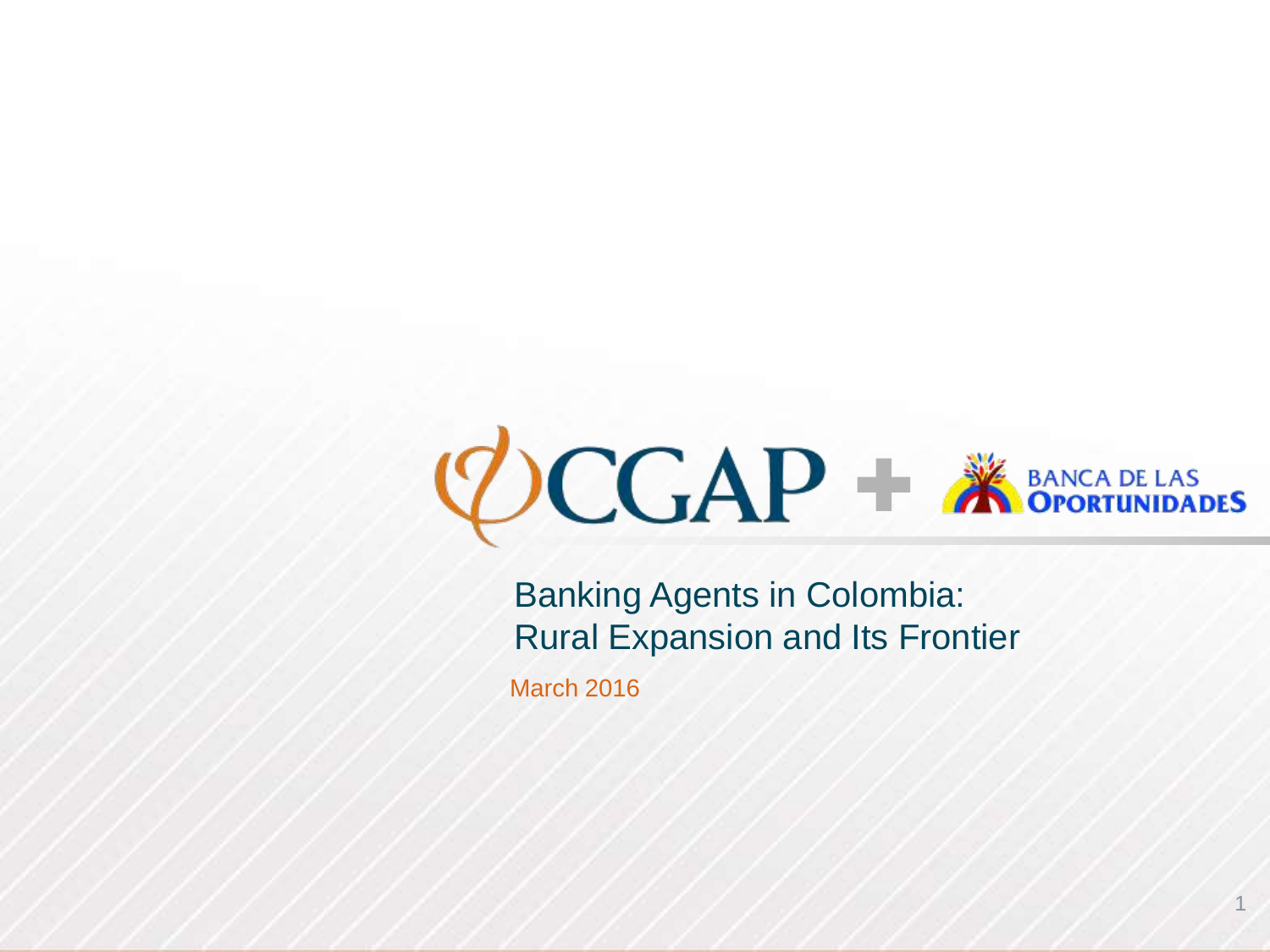CGAP + BANCA DE LAS OPORTUNIDADES

# Banking Agents in Colombia: Rural Expansion and Its Frontier

March 2016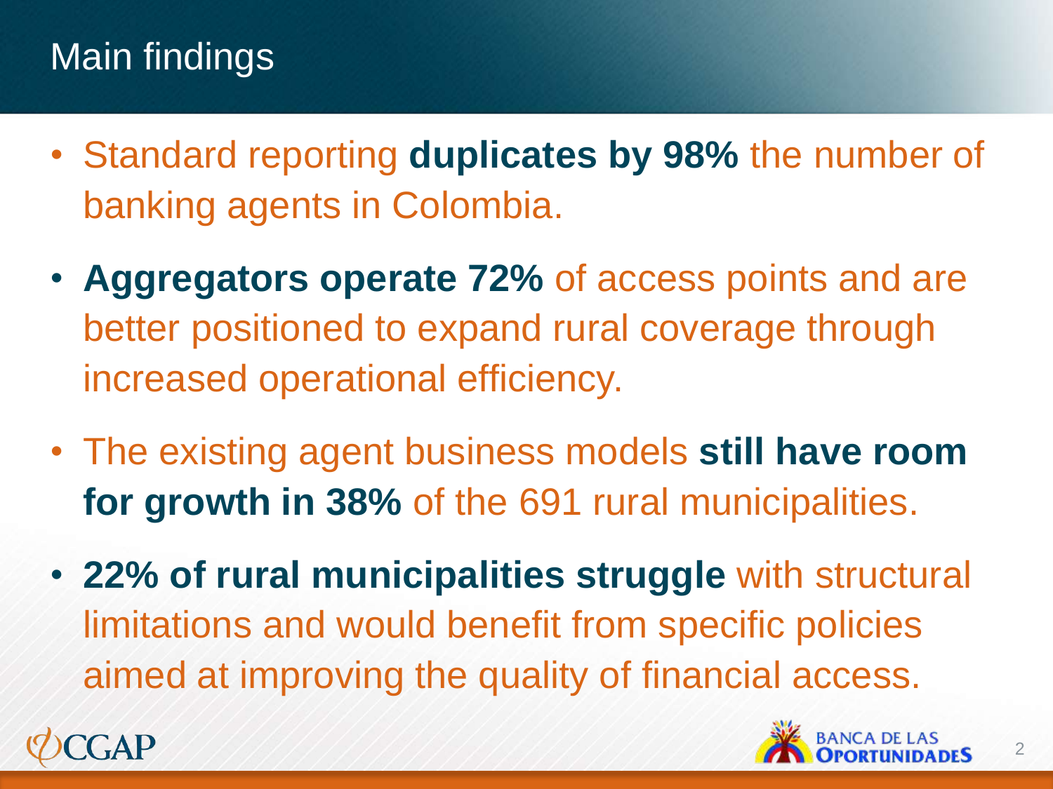# Main findings

- Standard reporting **duplicates by 98%** the number of banking agents in Colombia.
- **Aggregators operate 72%** of access points and are better positioned to expand rural coverage through increased operational efficiency.
- The existing agent business models **still have room for growth in 38%** of the 691 rural municipalities.
- **22% of rural municipalities struggle** with structural limitations and would benefit from specific policies aimed at improving the quality of financial access.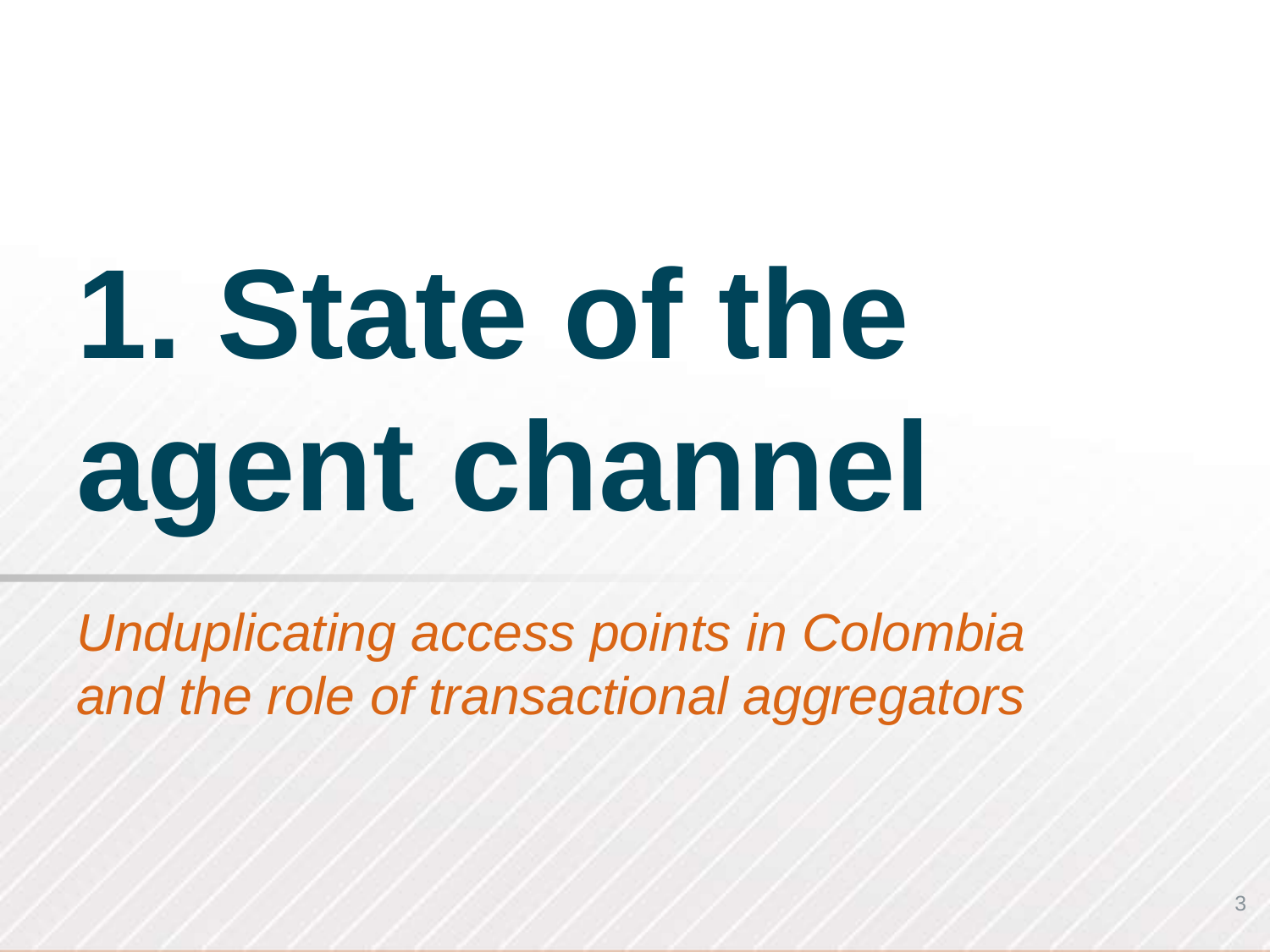# 1. State of the agent channel

*Unduplicating access points in Colombia and the role of transactional aggregators*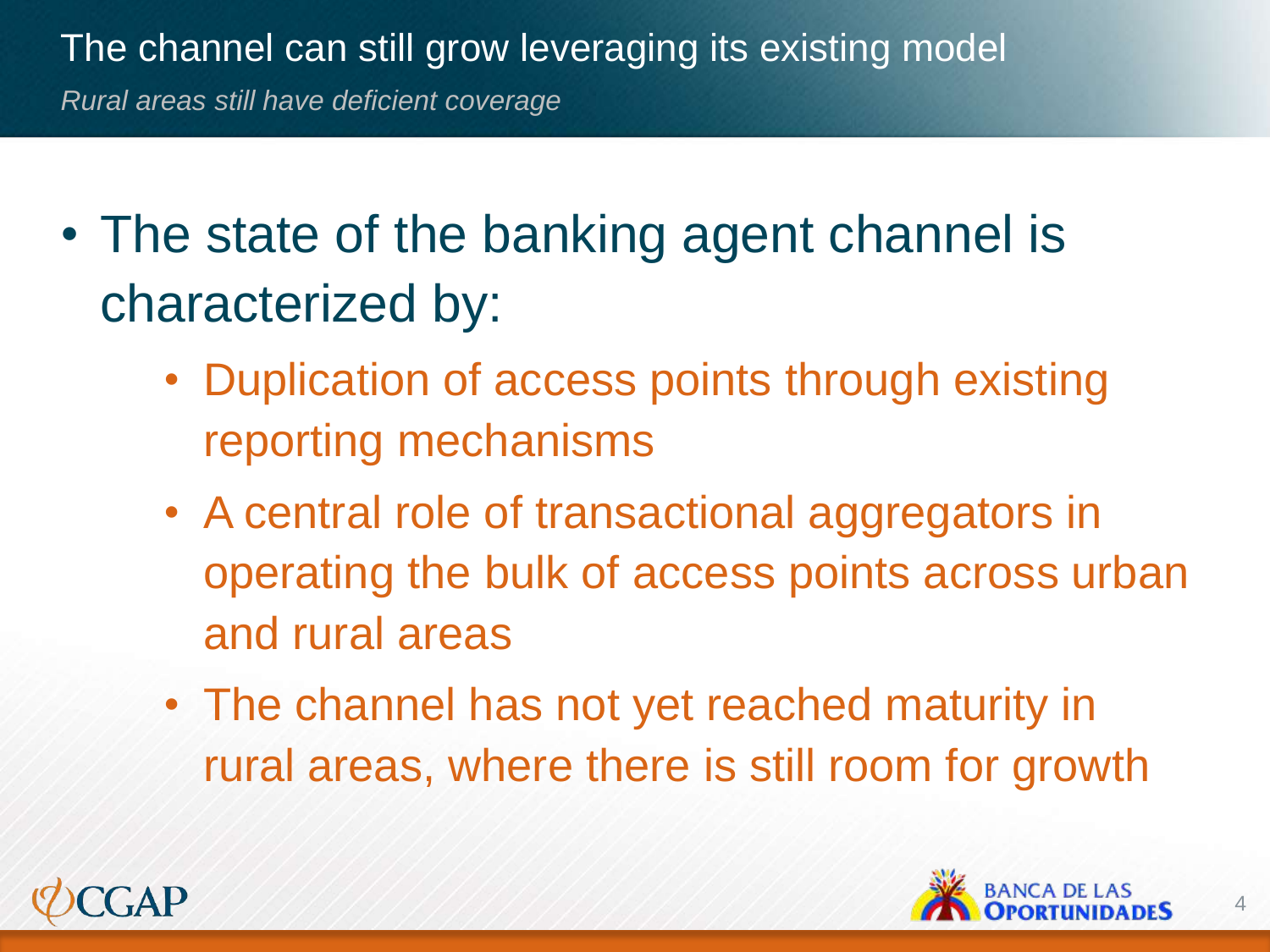# The channel can still grow leveraging its existing model

*Rural areas still have deficient coverage*

- The state of the banking agent channel is characterized by:
  - Duplication of access points through existing reporting mechanisms
  - A central role of transactional aggregators in operating the bulk of access points across urban and rural areas
  - The channel has not yet reached maturity in rural areas, where there is still room for growth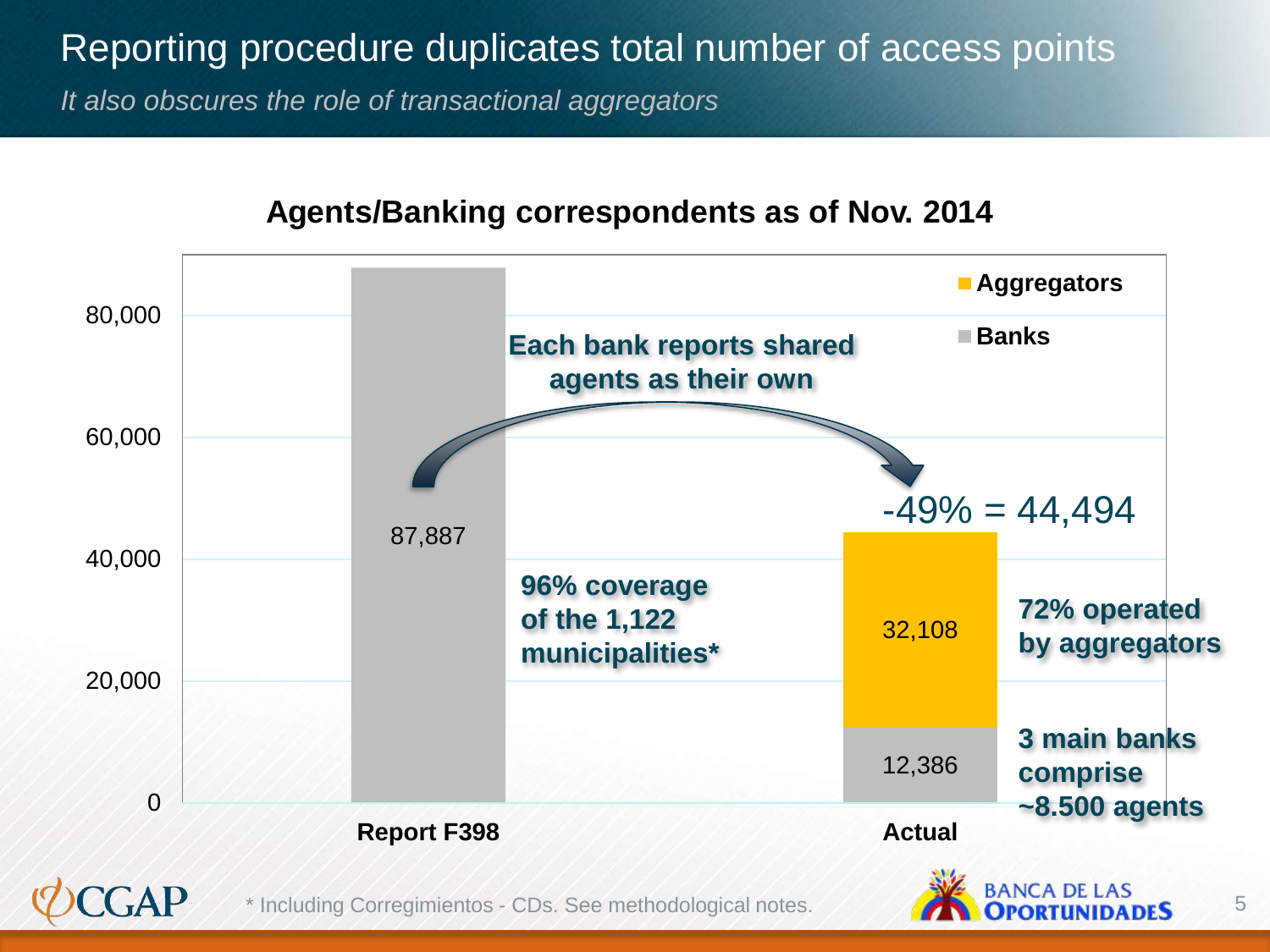# Reporting procedure duplicates total number of access points

*It also obscures the role of transactional aggregators*

**Agents/Banking correspondents as of Nov. 2014**

| | Banks | Aggregators | Total |
|---|---|---|---|
| Report F398 | 87,887 | | 87,887 |
| Actual | 12,386 | 32,108 | 44,494 |

**Each bank reports shared agents as their own**

-49% = 44,494

**96% coverage of the 1,122 municipalities***

**72% operated by aggregators**

**3 main banks comprise ~8.500 agents**

\* Including Corregimientos - CDs. See methodological notes.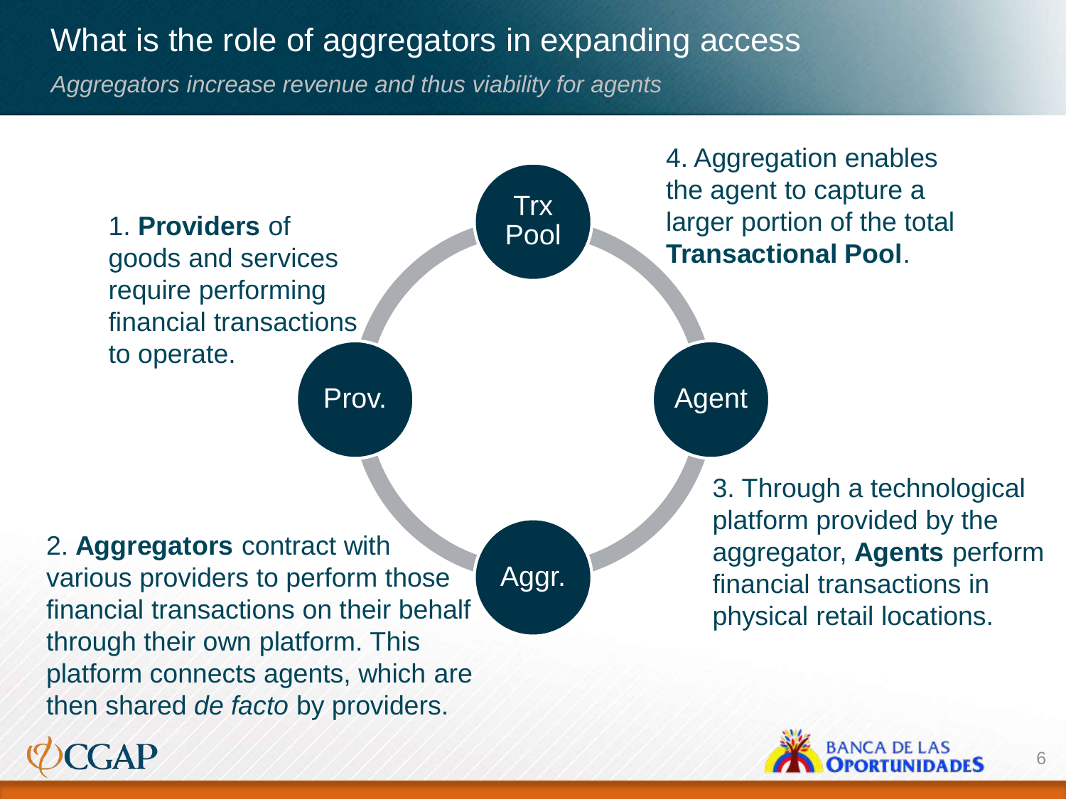# What is the role of aggregators in expanding access

*Aggregators increase revenue and thus viability for agents*

1. **Providers** of goods and services require performing financial transactions to operate.

2. **Aggregators** contract with various providers to perform those financial transactions on their behalf through their own platform. This platform connects agents, which are then shared *de facto* by providers.

3. Through a technological platform provided by the aggregator, **Agents** perform financial transactions in physical retail locations.

4. Aggregation enables the agent to capture a larger portion of the total **Transactional Pool**.

Trx Pool

Prov.

Agent

Aggr.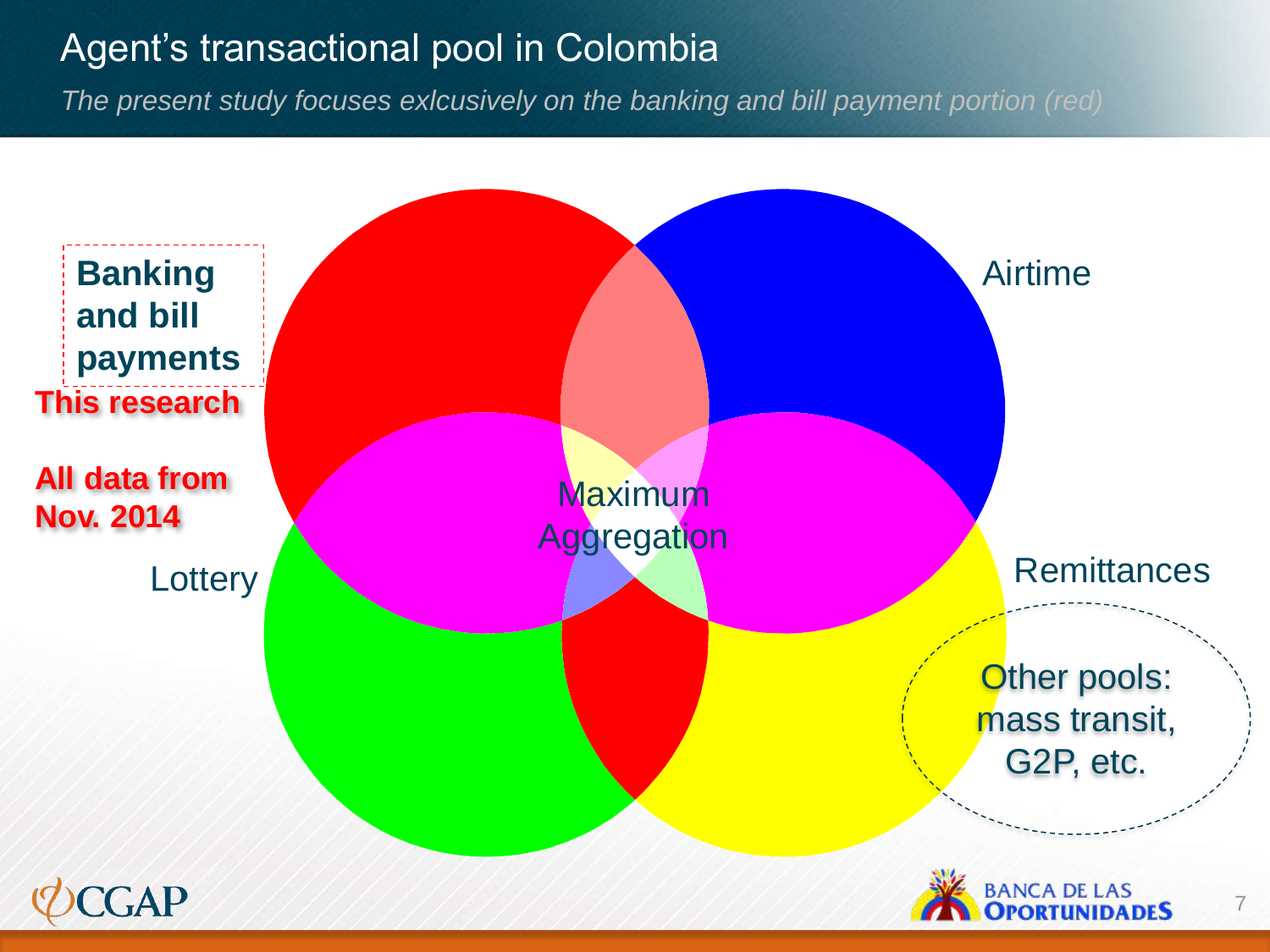# Agent's transactional pool in Colombia

*The present study focuses exlcusively on the banking and bill payment portion (red)*

**Banking and bill payments**

**This research**

**All data from Nov. 2014**

Airtime

Lottery

Remittances

Maximum Aggregation

Other pools: mass transit, G2P, etc.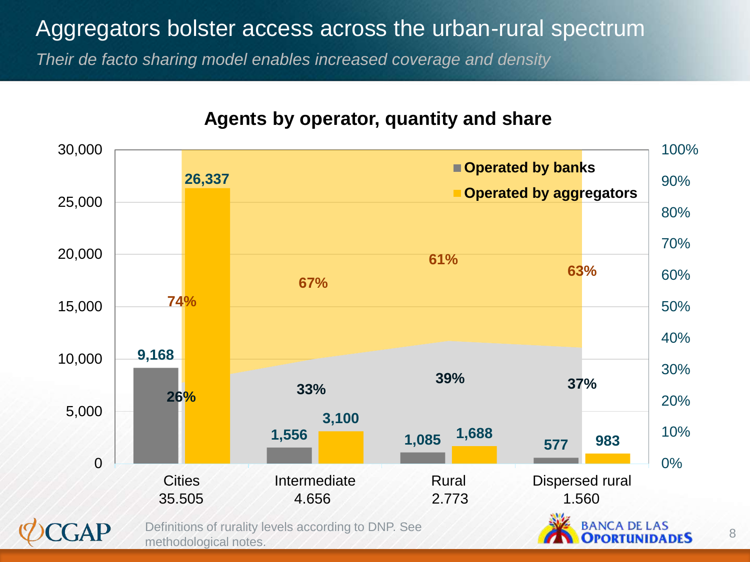# Aggregators bolster access across the urban-rural spectrum

*Their de facto sharing model enables increased coverage and density*

**Agents by operator, quantity and share**

| | Cities 35.505 | Intermediate 4.656 | Rural 2.773 | Dispersed rural 1.560 |
|---|---|---|---|---|
| Operated by banks | 9,168 | 1,556 | 1,085 | 577 |
| Operated by aggregators | 26,337 | 3,100 | 1,688 | 983 |
| Share operated by banks | 26% | 33% | 39% | 37% |
| Share operated by aggregators | 74% | 67% | 61% | 63% |

Definitions of rurality levels according to DNP. See methodological notes.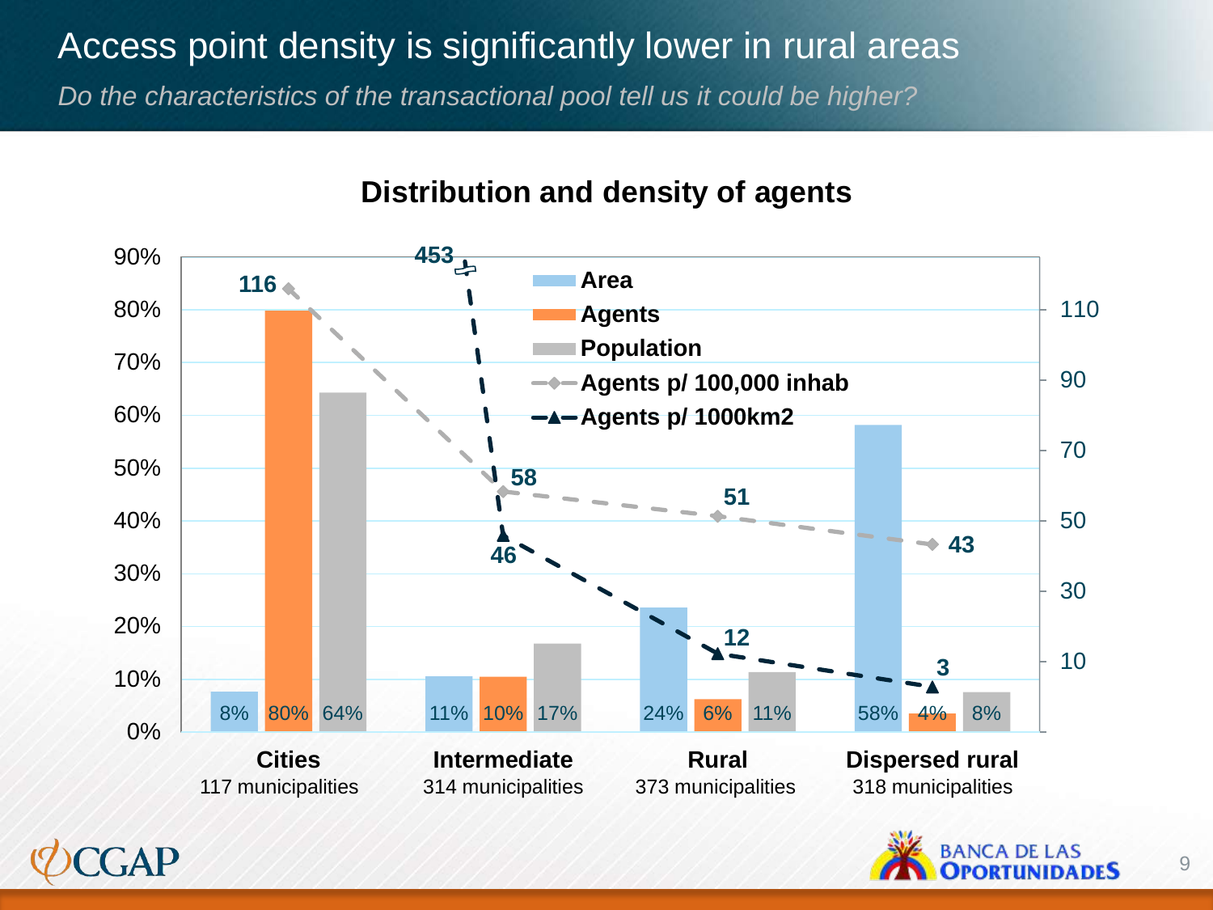# Access point density is significantly lower in rural areas

*Do the characteristics of the transactional pool tell us it could be higher?*

## Distribution and density of agents

| | Cities (117 municipalities) | Intermediate (314 municipalities) | Rural (373 municipalities) | Dispersed rural (318 municipalities) |
|---|---|---|---|---|
| Area | 8% | 11% | 24% | 58% |
| Agents | 80% | 10% | 6% | 4% |
| Population | 64% | 17% | 11% | 8% |
| Agents p/ 100,000 inhab | 116 | 58 | 51 | 43 |
| Agents p/ 1000km2 | 453 | 46 | 12 | 3 |

CGAP

BANCA DE LAS OPORTUNIDADES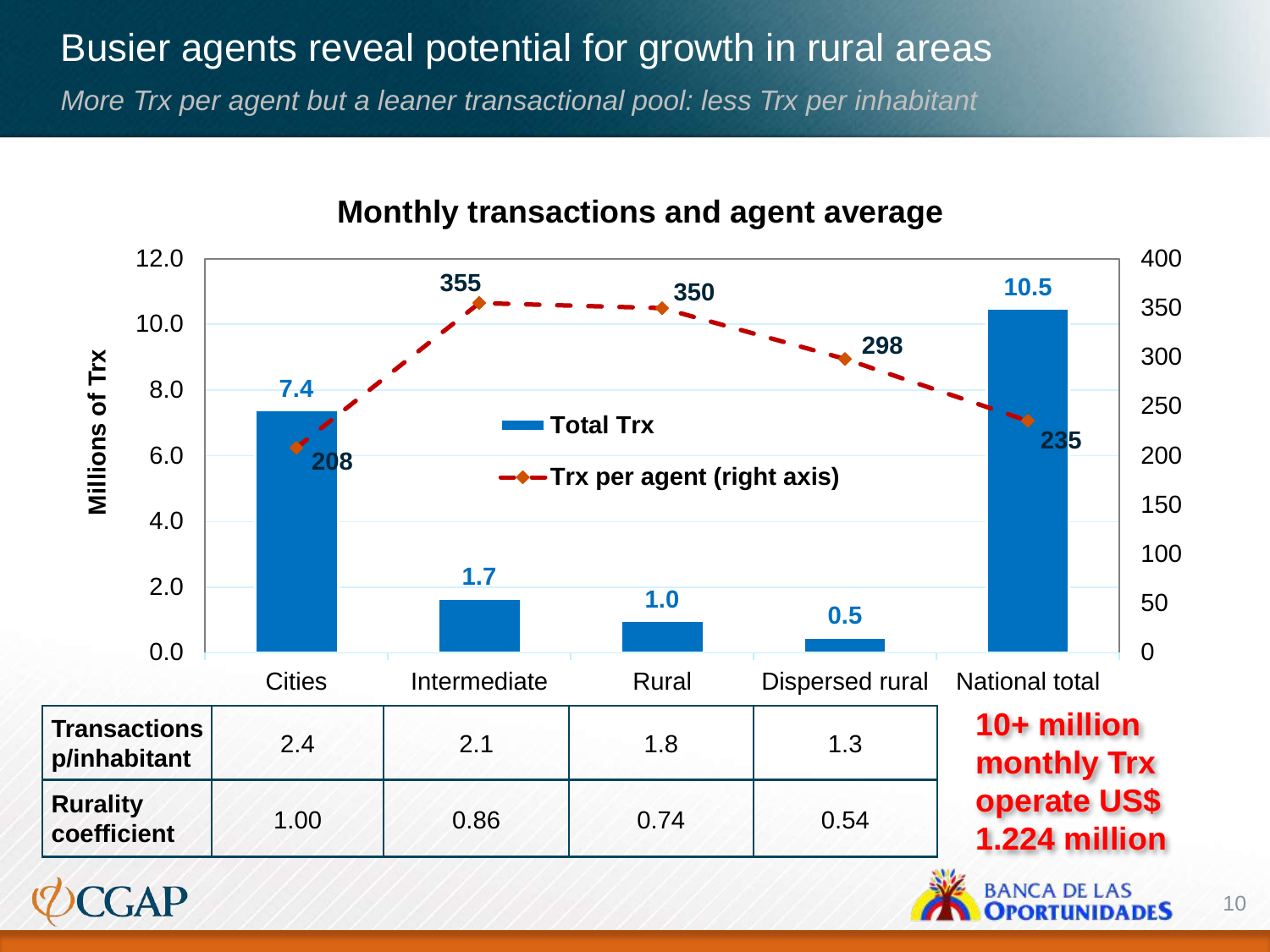# Busier agents reveal potential for growth in rural areas

*More Trx per agent but a leaner transactional pool: less Trx per inhabitant*

**Monthly transactions and agent average**

| | Cities | Intermediate | Rural | Dispersed rural | National total |
|---|---|---|---|---|---|
| Total Trx (Millions of Trx) | 7.4 | 1.7 | 1.0 | 0.5 | 10.5 |
| Trx per agent (right axis) | 208 | 355 | 350 | 298 | 235 |

| | Cities | Intermediate | Rural | Dispersed rural |
|---|---|---|---|---|
| **Transactions p/inhabitant** | 2.4 | 2.1 | 1.8 | 1.3 |
| **Rurality coefficient** | 1.00 | 0.86 | 0.74 | 0.54 |

**10+ million monthly Trx operate US$ 1.224 million**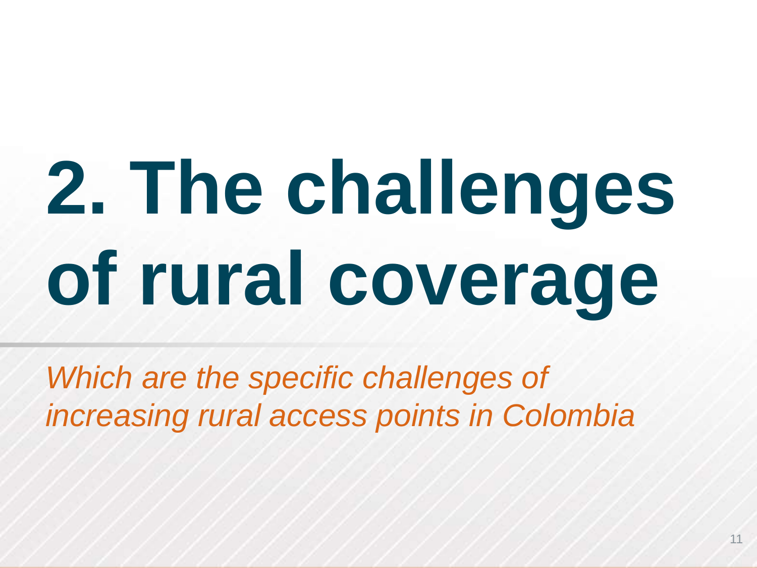# 2. The challenges of rural coverage

*Which are the specific challenges of increasing rural access points in Colombia*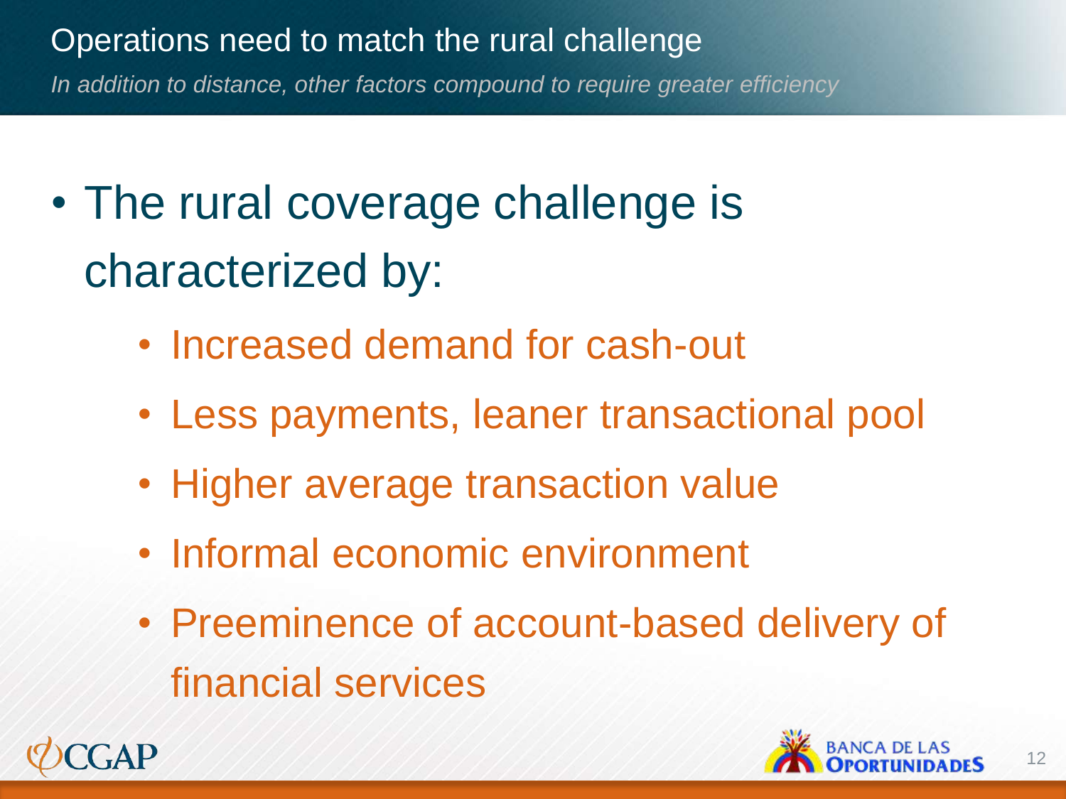# Operations need to match the rural challenge

*In addition to distance, other factors compound to require greater efficiency*

- The rural coverage challenge is characterized by:
  - Increased demand for cash-out
  - Less payments, leaner transactional pool
  - Higher average transaction value
  - Informal economic environment
  - Preeminence of account-based delivery of financial services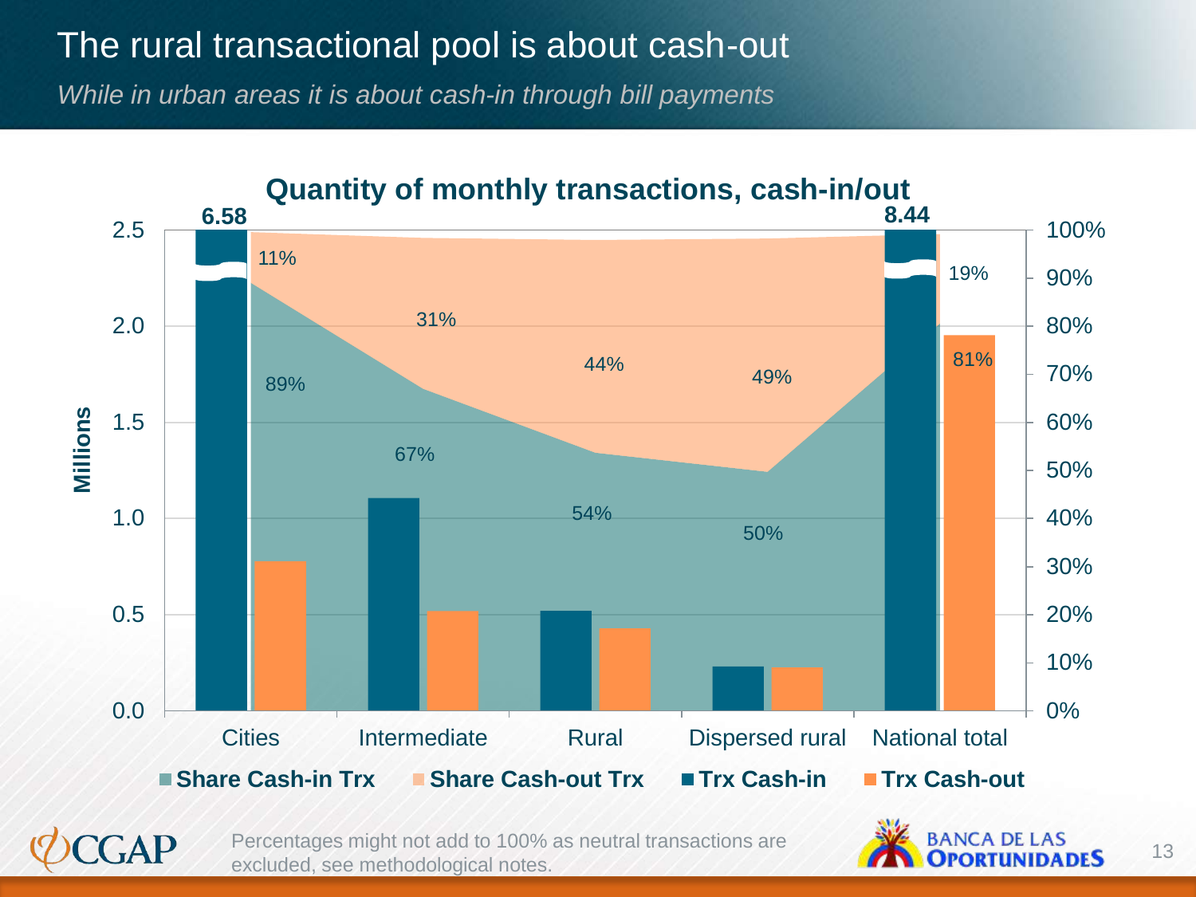# The rural transactional pool is about cash-out

*While in urban areas it is about cash-in through bill payments*

**Quantity of monthly transactions, cash-in/out**

| | Cities | Intermediate | Rural | Dispersed rural | National total |
|---|---|---|---|---|---|
| Share Cash-in Trx | 89% | 67% | 54% | 50% | 81% |
| Share Cash-out Trx | 11% | 31% | 44% | 49% | 19% |
| Trx Cash-in (Millions) | 6.58 | | | | 8.44 |

Percentages might not add to 100% as neutral transactions are excluded, see methodological notes.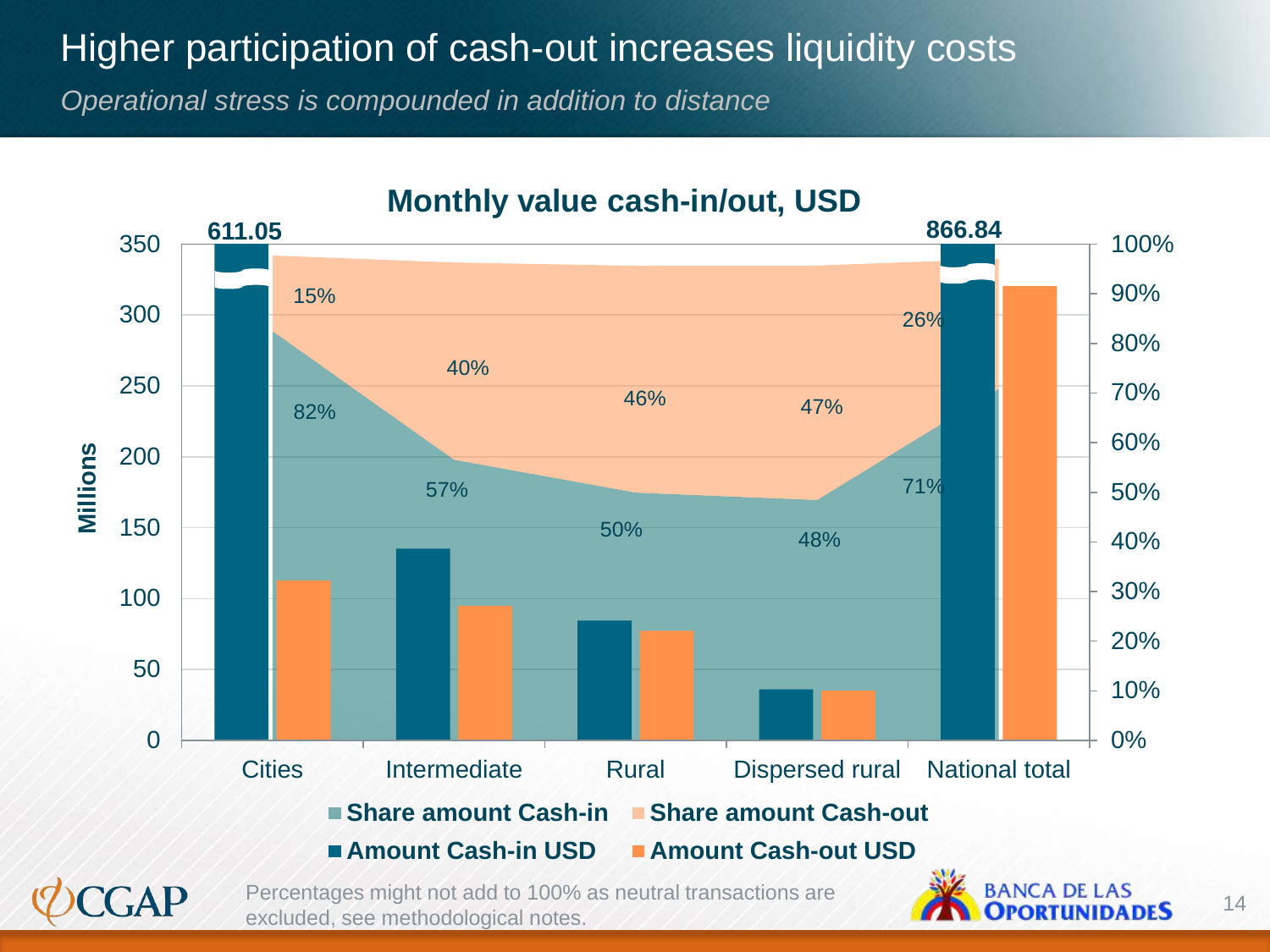# Higher participation of cash-out increases liquidity costs

*Operational stress is compounded in addition to distance*

**Monthly value cash-in/out, USD**

| | Cities | Intermediate | Rural | Dispersed rural | National total |
|---|---|---|---|---|---|
| Share amount Cash-in | 82% | 57% | 50% | 48% | 71% |
| Share amount Cash-out | 15% | 40% | 46% | 47% | 26% |
| Amount Cash-in USD (Millions) | 611.05 | | | | 866.84 |

Percentages might not add to 100% as neutral transactions are excluded, see methodological notes.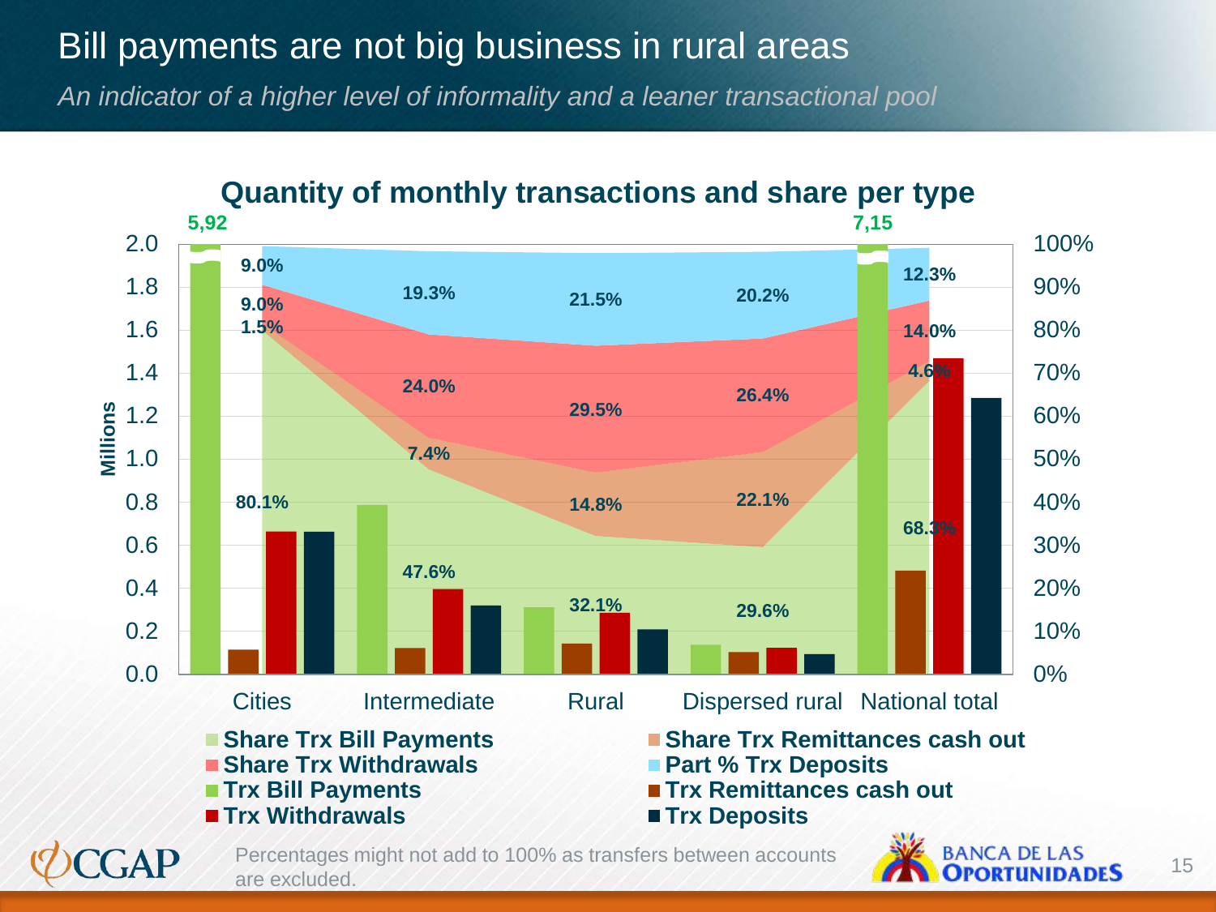# Bill payments are not big business in rural areas

*An indicator of a higher level of informality and a leaner transactional pool*

## Quantity of monthly transactions and share per type

| | Cities | Intermediate | Rural | Dispersed rural | National total |
|---|---|---|---|---|---|
| Part % Trx Deposits | 9.0% | 19.3% | 21.5% | 20.2% | 12.3% |
| Share Trx Withdrawals | 9.0% | 24.0% | 29.5% | 26.4% | 14.0% |
| Share Trx Remittances cash out | 1.5% | 7.4% | 14.8% | 22.1% | 4.6% |
| Share Trx Bill Payments | 80.1% | 47.6% | 32.1% | 29.6% | 68.3% |

Trx Bill Payments (millions): Cities 5,92; National total 7,15

Axes: Millions (0.0–2.0); 0%–100%

Legend: Share Trx Bill Payments; Share Trx Withdrawals; Trx Bill Payments; Trx Withdrawals; Share Trx Remittances cash out; Part % Trx Deposits; Trx Remittances cash out; Trx Deposits

Percentages might not add to 100% as transfers between accounts are excluded.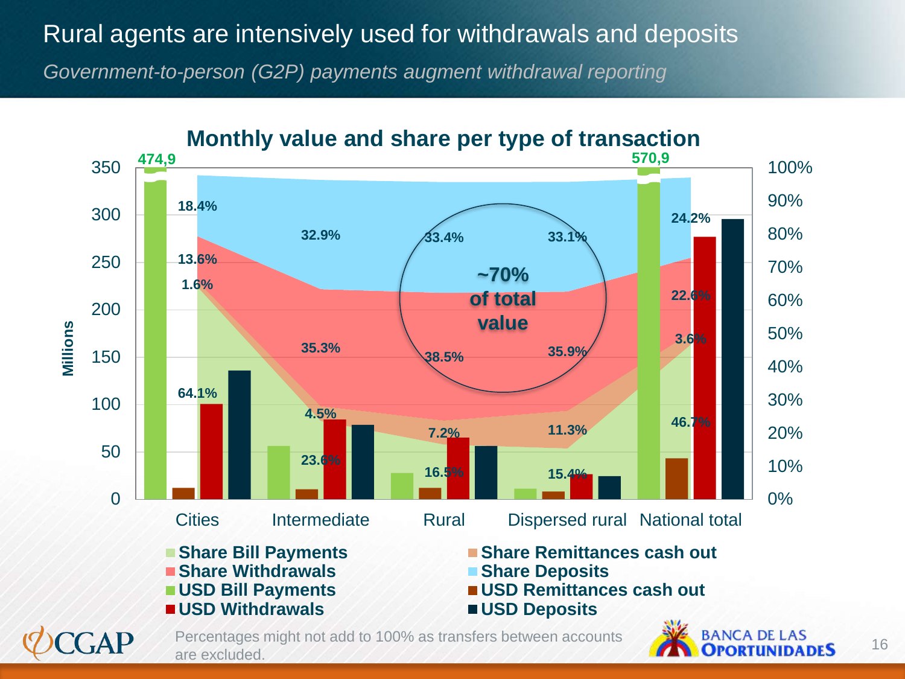# Rural agents are intensively used for withdrawals and deposits

*Government-to-person (G2P) payments augment withdrawal reporting*

## Monthly value and share per type of transaction

| | Cities | Intermediate | Rural | Dispersed rural | National total |
|---|---|---|---|---|---|
| Share Deposits | 18.4% | 32.9% | 33.4% | 33.1% | 24.2% |
| Share Withdrawals | 13.6% | 35.3% | 38.5% | 35.9% | 22.6% |
| Share Remittances cash out | 1.6% | 4.5% | 7.2% | 11.3% | 3.6% |
| Share Bill Payments | 64.1% | 23.6% | 16.5% | 15.4% | 46.7% |

USD Bill Payments: Cities 474,9 millions; National total 570,9 millions.

~70% of total value

Legend: Share Bill Payments; Share Remittances cash out; Share Withdrawals; Share Deposits; USD Bill Payments; USD Remittances cash out; USD Withdrawals; USD Deposits

Percentages might not add to 100% as transfers between accounts are excluded.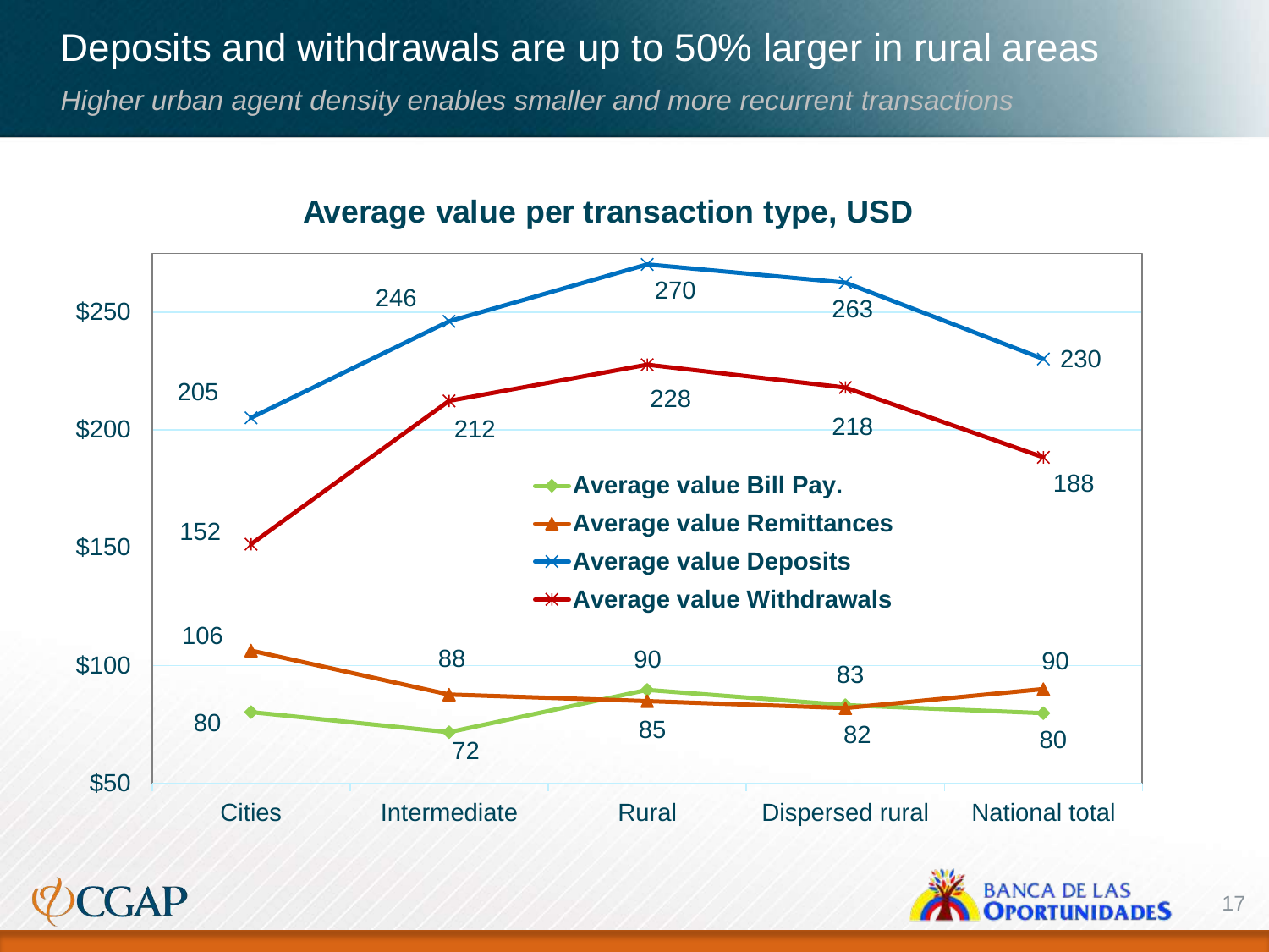# Deposits and withdrawals are up to 50% larger in rural areas

*Higher urban agent density enables smaller and more recurrent transactions*

**Average value per transaction type, USD**

| | Cities | Intermediate | Rural | Dispersed rural | National total |
|---|---|---|---|---|---|
| Average value Bill Pay. | 80 | 72 | 90 | 83 | 80 |
| Average value Remittances | 106 | 88 | 85 | 82 | 90 |
| Average value Deposits | 205 | 246 | 270 | 263 | 230 |
| Average value Withdrawals | 152 | 212 | 228 | 218 | 188 |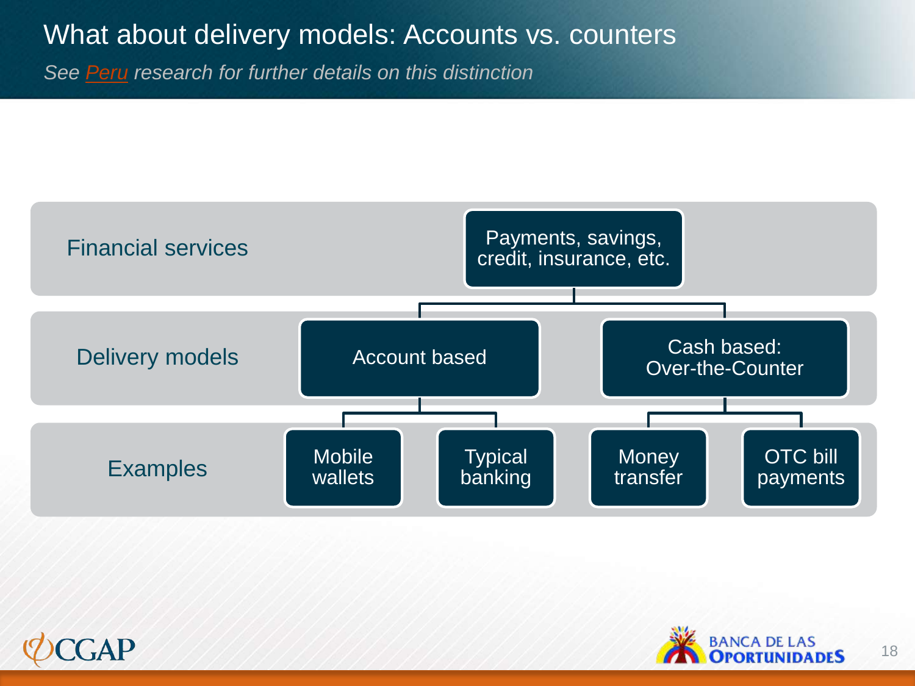# What about delivery models: Accounts vs. counters

*See Peru research for further details on this distinction*

| | | | | |
|---|---|---|---|---|
| Financial services | Payments, savings, credit, insurance, etc. | | | |
| Delivery models | Account based | | Cash based: Over-the-Counter | |
| Examples | Mobile wallets | Typical banking | Money transfer | OTC bill payments |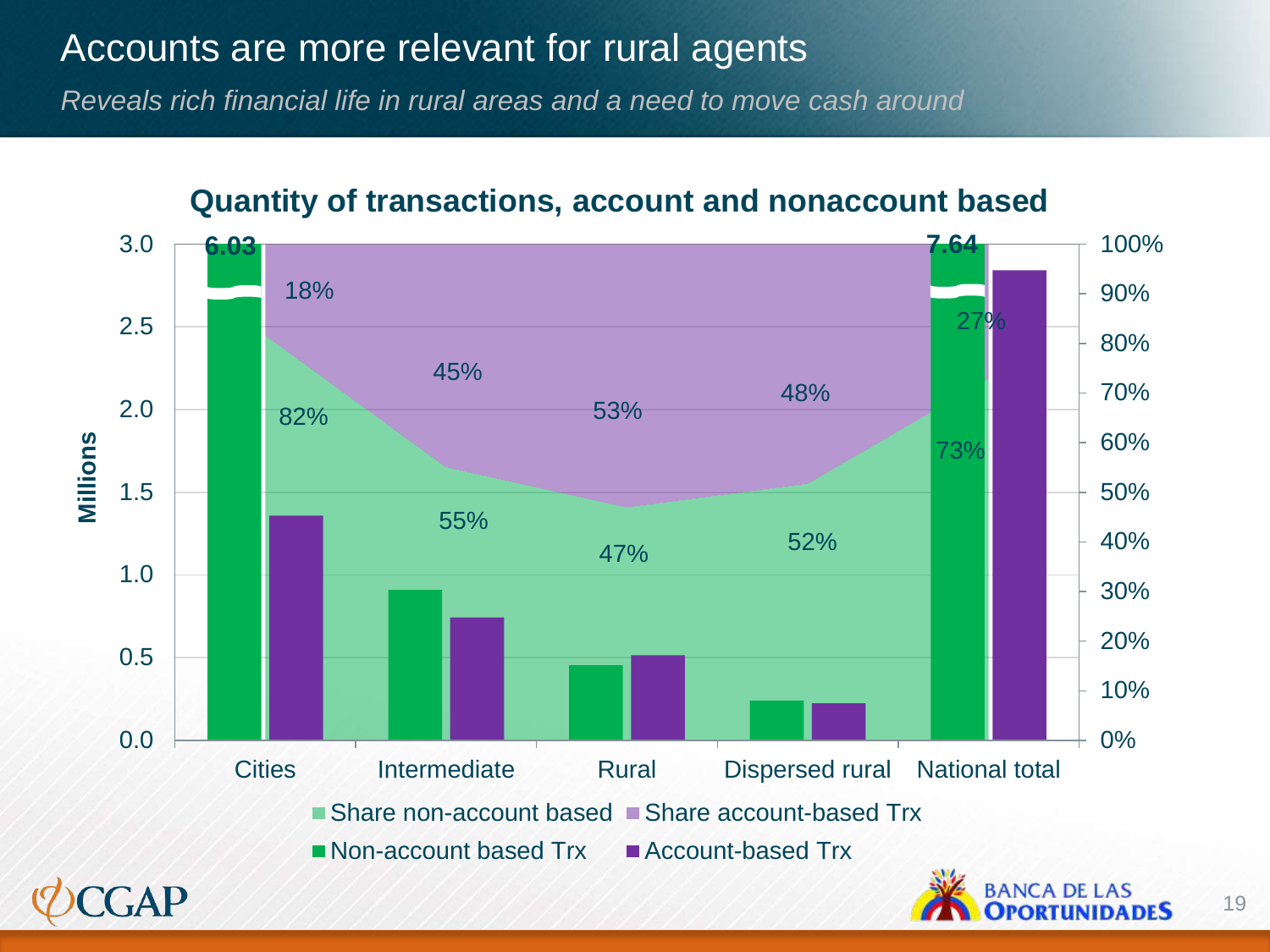# Accounts are more relevant for rural agents

*Reveals rich financial life in rural areas and a need to move cash around*

## Quantity of transactions, account and nonaccount based

| | Cities | Intermediate | Rural | Dispersed rural | National total |
|---|---|---|---|---|---|
| Share non-account based | 82% | 55% | 47% | 52% | 73% |
| Share account-based Trx | 18% | 45% | 53% | 48% | 27% |
| Non-account based Trx (Millions) | 6.03 | | | | 7.64 |

Millions (left axis: 0.0 – 3.0); share (right axis: 0% – 100%)

Legend: Share non-account based; Share account-based Trx; Non-account based Trx; Account-based Trx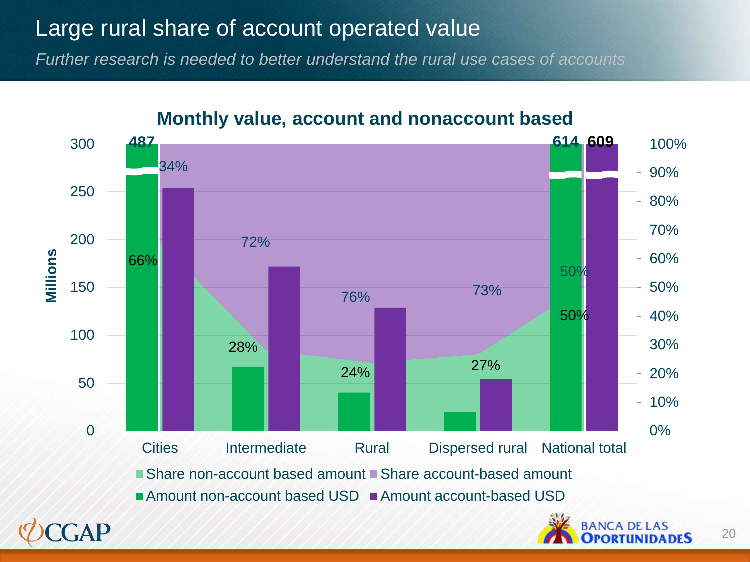# Large rural share of account operated value

*Further research is needed to better understand the rural use cases of accounts*

**Monthly value, account and nonaccount based**

| | Cities | Intermediate | Rural | Dispersed rural | National total |
|---|---|---|---|---|---|
| Share non-account based amount | 66% | 28% | 24% | 27% | 50% |
| Share account-based amount | 34% | 72% | 76% | 73% | 50% |

Bar labels: Cities 487; National total 614, 609

Axis: Millions (0–300); 0%–100%

Legend: Share non-account based amount; Share account-based amount; Amount non-account based USD; Amount account-based USD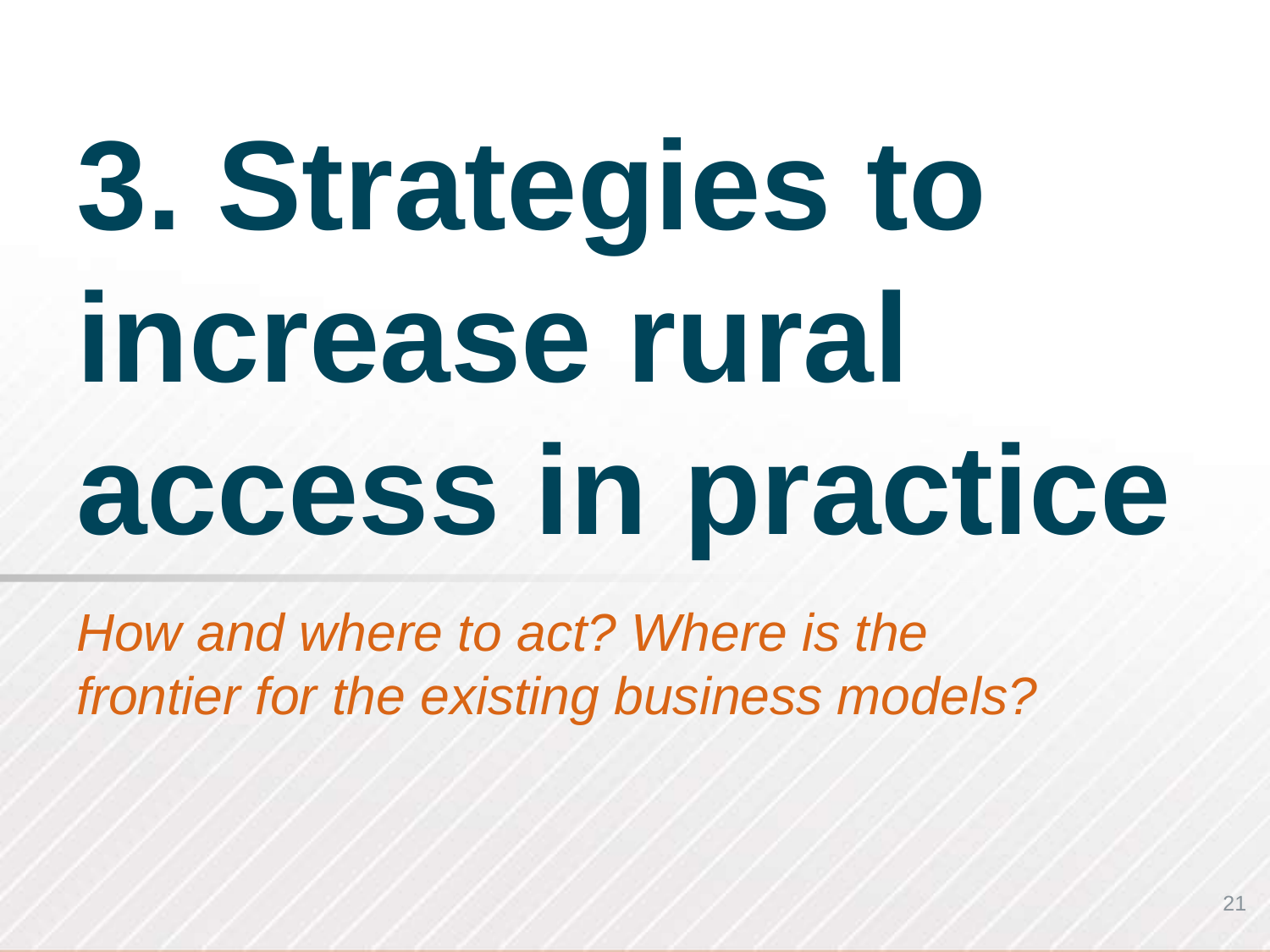# 3. Strategies to increase rural access in practice

*How and where to act? Where is the frontier for the existing business models?*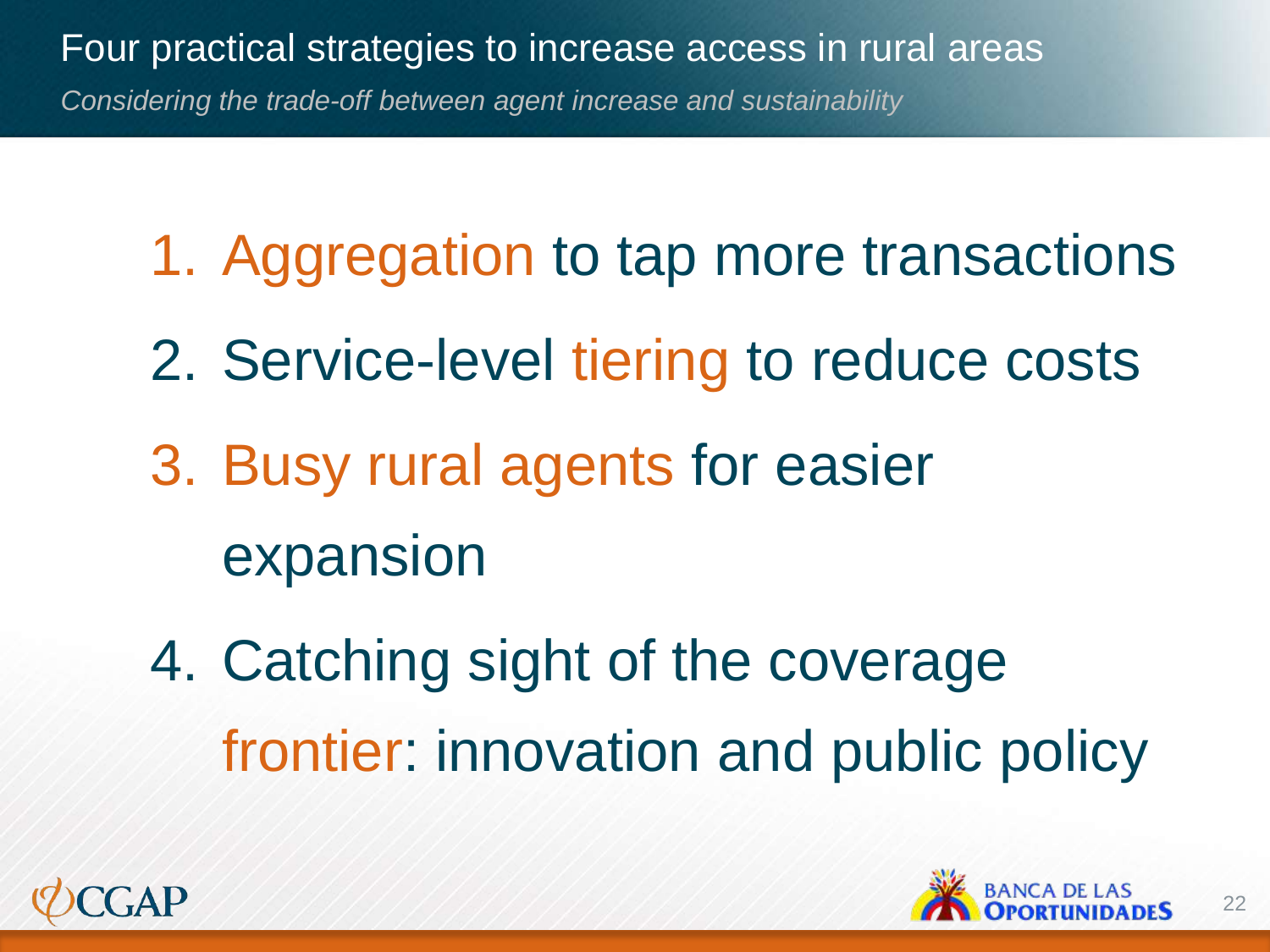# Four practical strategies to increase access in rural areas

*Considering the trade-off between agent increase and sustainability*

1. Aggregation to tap more transactions
2. Service-level tiering to reduce costs
3. Busy rural agents for easier expansion
4. Catching sight of the coverage frontier: innovation and public policy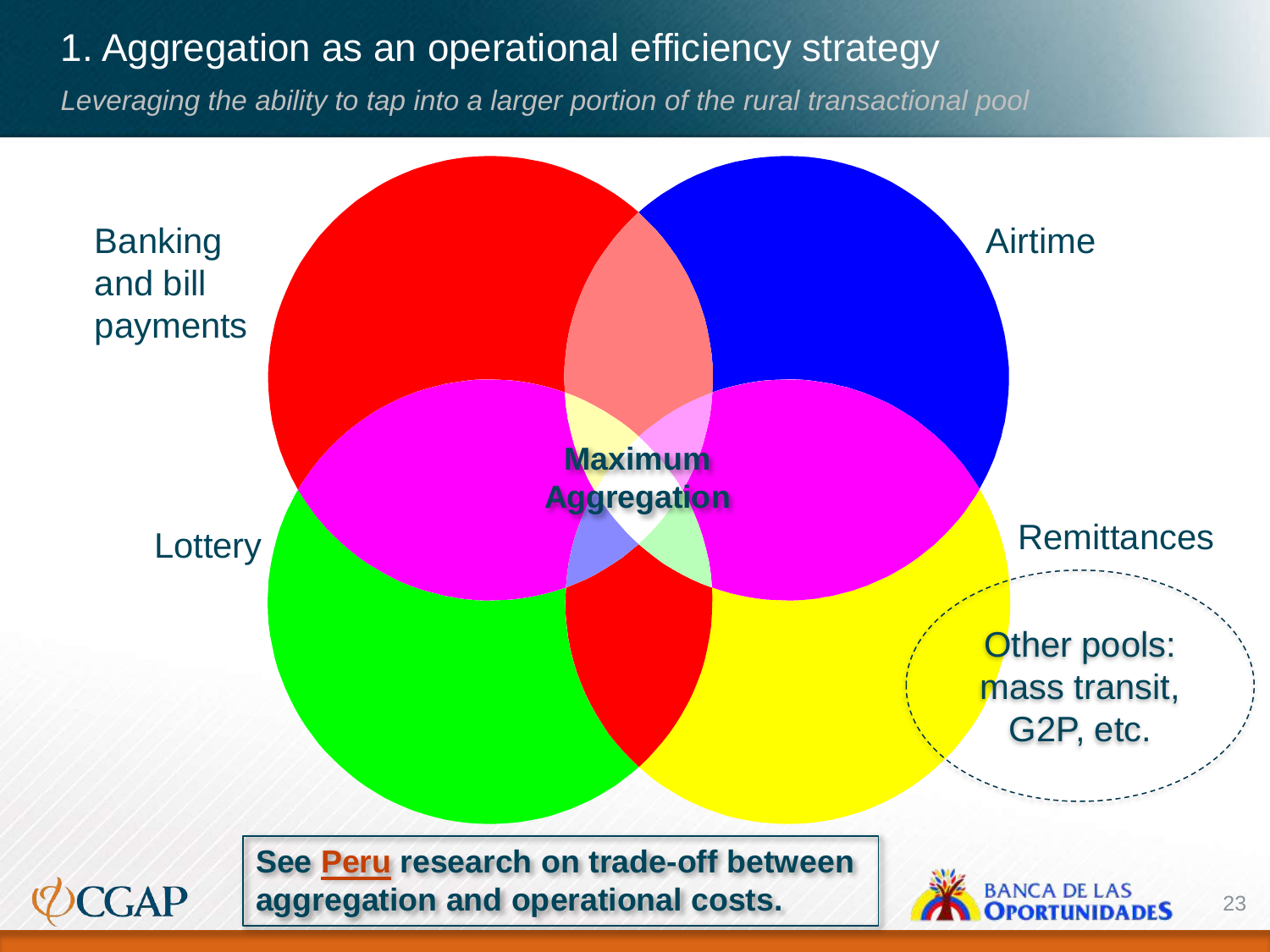# 1. Aggregation as an operational efficiency strategy

*Leveraging the ability to tap into a larger portion of the rural transactional pool*

Banking and bill payments

Airtime

Lottery

Remittances

**Maximum Aggregation**

Other pools: mass transit, G2P, etc.

**See Peru research on trade-off between aggregation and operational costs.**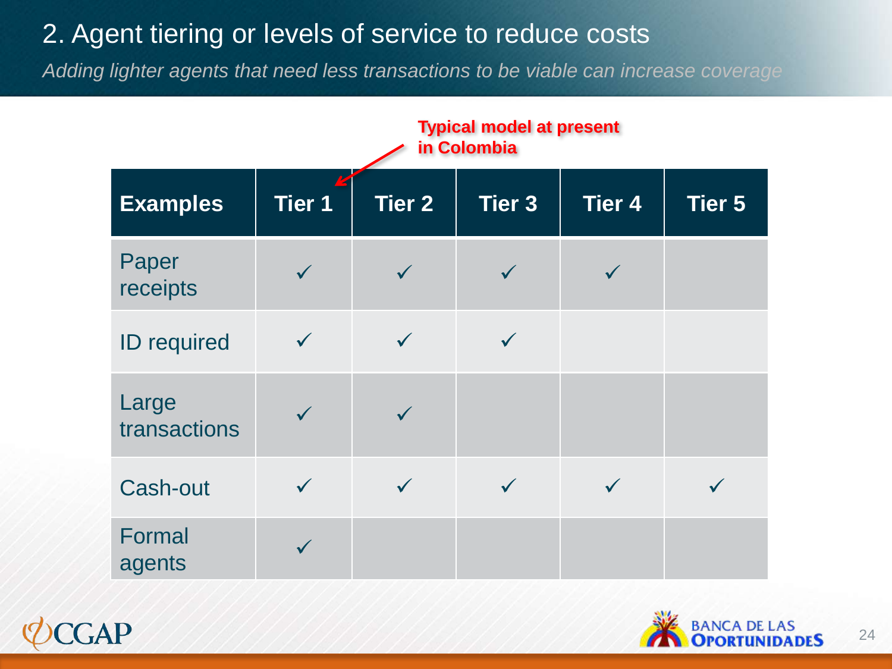## 2. Agent tiering or levels of service to reduce costs

*Adding lighter agents that need less transactions to be viable can increase coverage*

**Typical model at present in Colombia** (→ Tier 1)

| Examples | Tier 1 | Tier 2 | Tier 3 | Tier 4 | Tier 5 |
|---|---|---|---|---|---|
| Paper receipts | ✓ | ✓ | ✓ | ✓ | |
| ID required | ✓ | ✓ | ✓ | | |
| Large transactions | ✓ | ✓ | | | |
| Cash-out | ✓ | ✓ | ✓ | ✓ | ✓ |
| Formal agents | ✓ | | | | |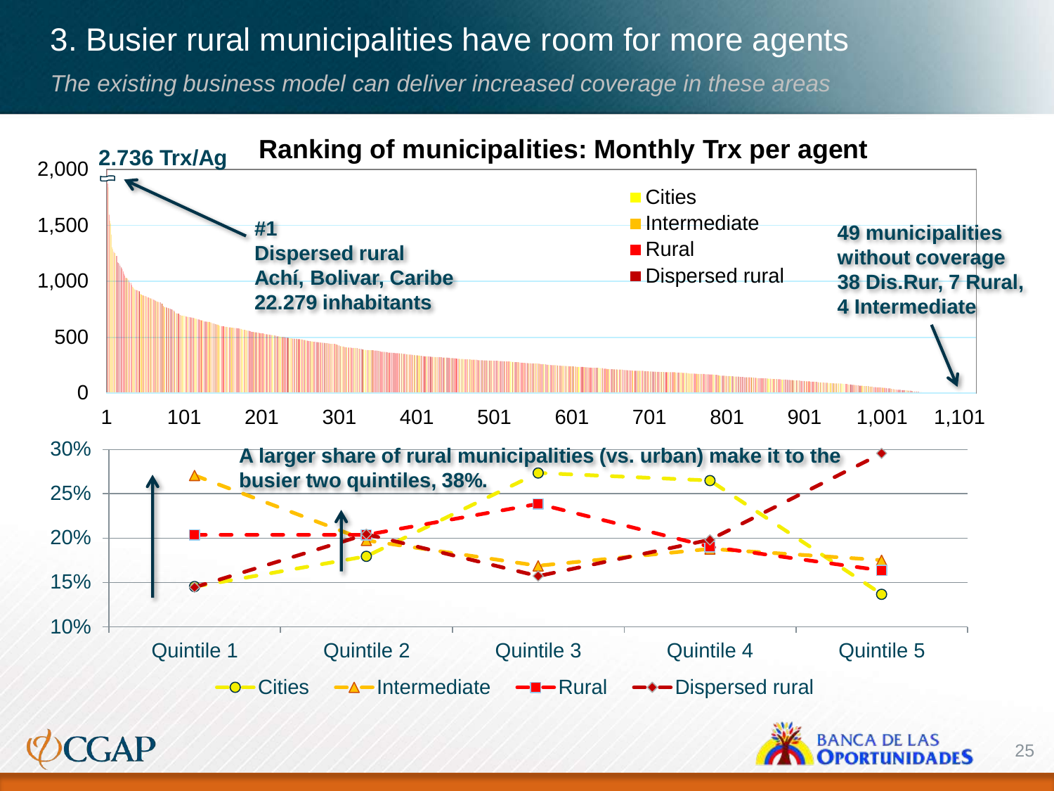# 3. Busier rural municipalities have room for more agents

*The existing business model can deliver increased coverage in these areas*

**Ranking of municipalities: Monthly Trx per agent**

**2.736 Trx/Ag**

**#1**
**Dispersed rural**
**Achí, Bolivar, Caribe**
**22.279 inhabitants**

Cities
Intermediate
Rural
Dispersed rural

**49 municipalities without coverage**
**38 Dis.Rur, 7 Rural, 4 Intermediate**

**A larger share of rural municipalities (vs. urban) make it to the busier two quintiles, 38%.**

Cities — Intermediate — Rural — Dispersed rural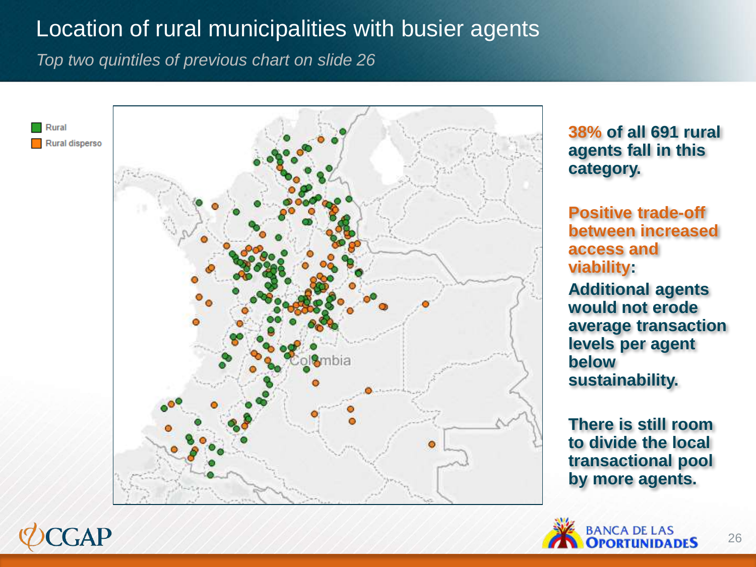# Location of rural municipalities with busier agents

*Top two quintiles of previous chart on slide 26*

Rural

Rural disperso

Colombia

**38% of all 691 rural agents fall in this category.**

**Positive trade-off between increased access and viability:**

**Additional agents would not erode average transaction levels per agent below sustainability.**

**There is still room to divide the local transactional pool by more agents.**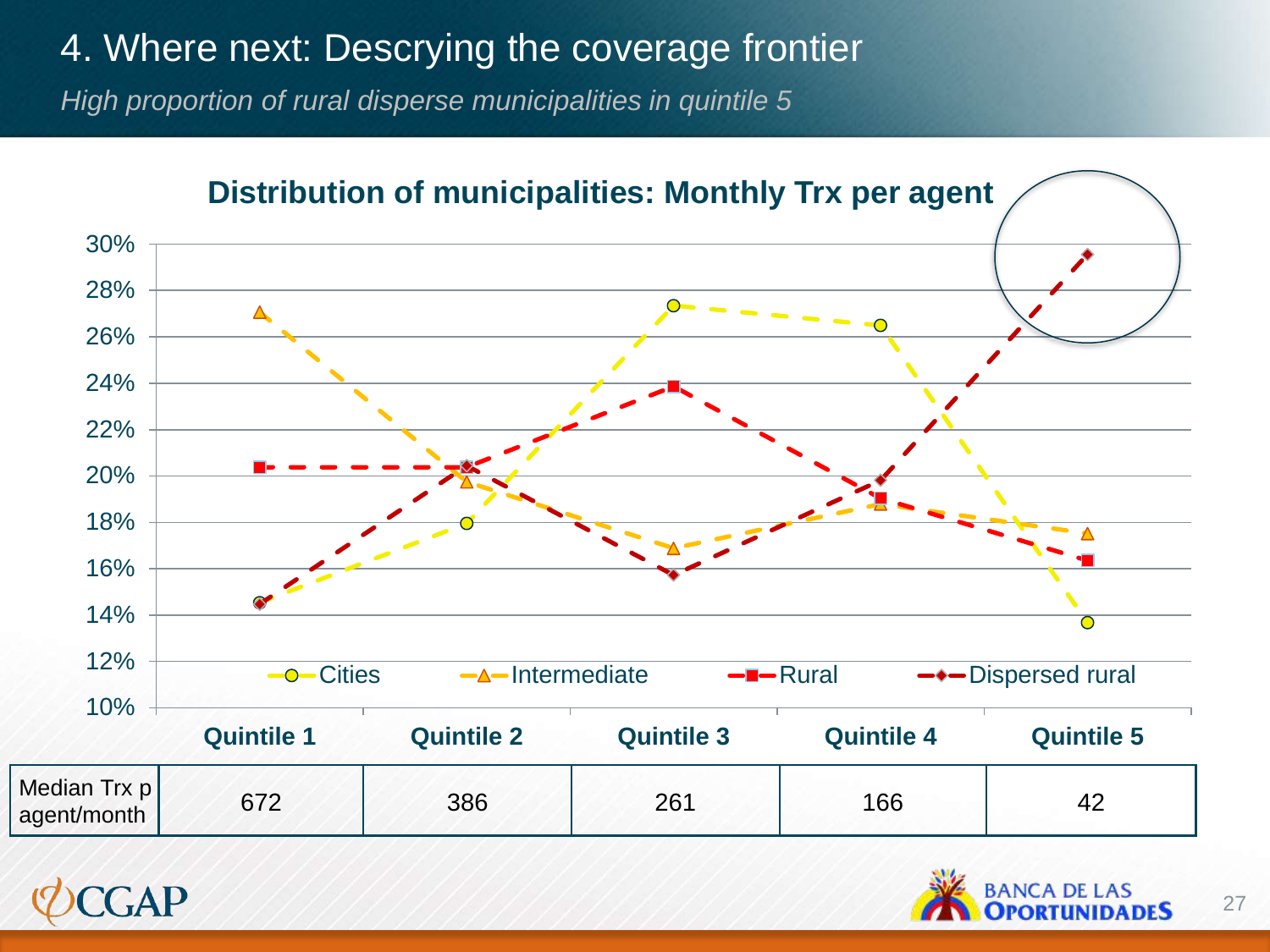# 4. Where next: Descrying the coverage frontier

*High proportion of rural disperse municipalities in quintile 5*

**Distribution of municipalities: Monthly Trx per agent**

| | Quintile 1 | Quintile 2 | Quintile 3 | Quintile 4 | Quintile 5 |
|---|---|---|---|---|---|
| Median Trx p agent/month | 672 | 386 | 261 | 166 | 42 |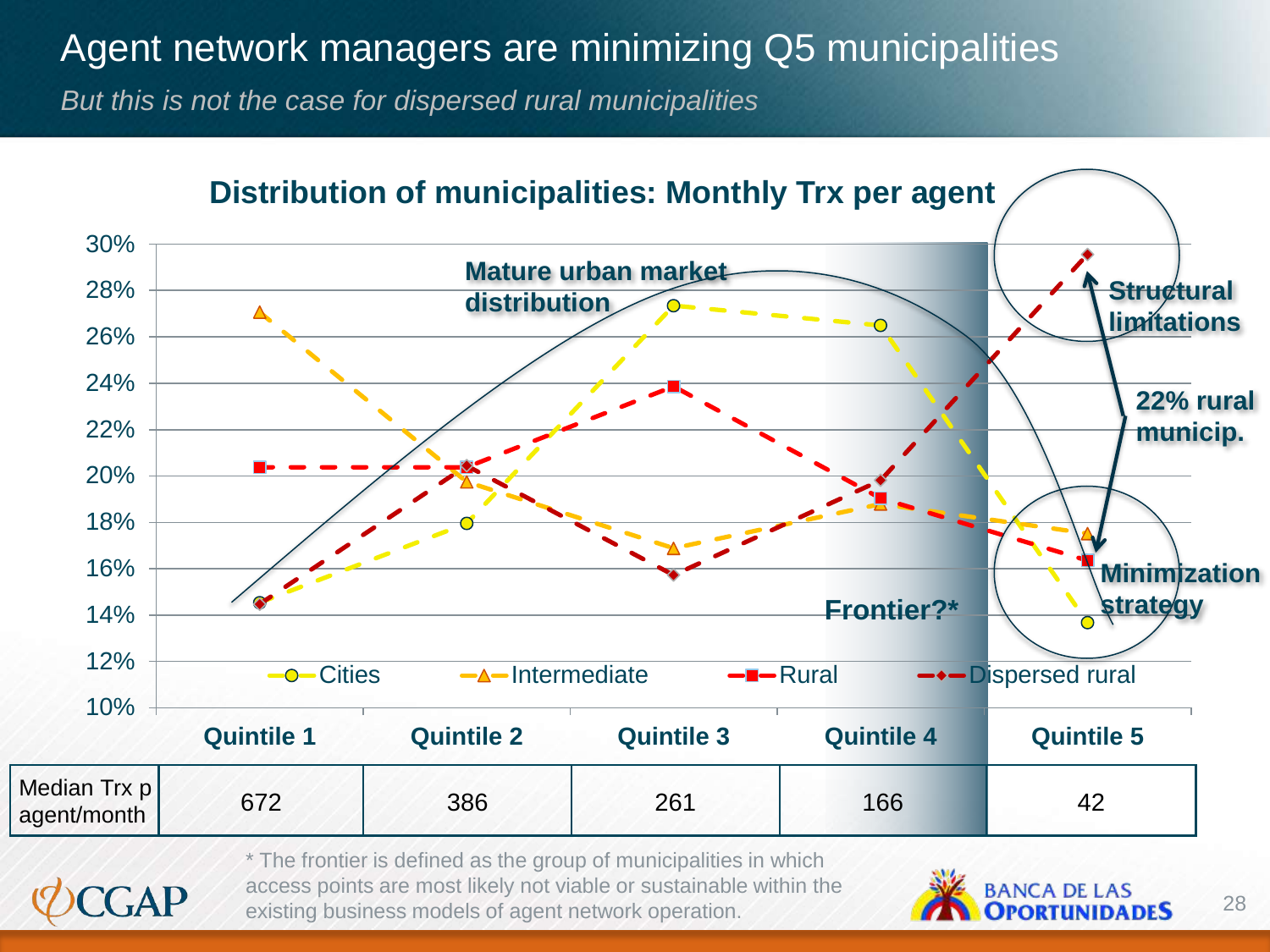# Agent network managers are minimizing Q5 municipalities

*But this is not the case for dispersed rural municipalities*

**Distribution of municipalities: Monthly Trx per agent**

Annotations: **Mature urban market distribution**; **Frontier?***; **Structural limitations**; **22% rural municip.**; **Minimization strategy**

Legend: Cities, Intermediate, Rural, Dispersed rural

| | Quintile 1 | Quintile 2 | Quintile 3 | Quintile 4 | Quintile 5 |
|---|---|---|---|---|---|
| Median Trx p agent/month | 672 | 386 | 261 | 166 | 42 |

\* The frontier is defined as the group of municipalities in which access points are most likely not viable or sustainable within the existing business models of agent network operation.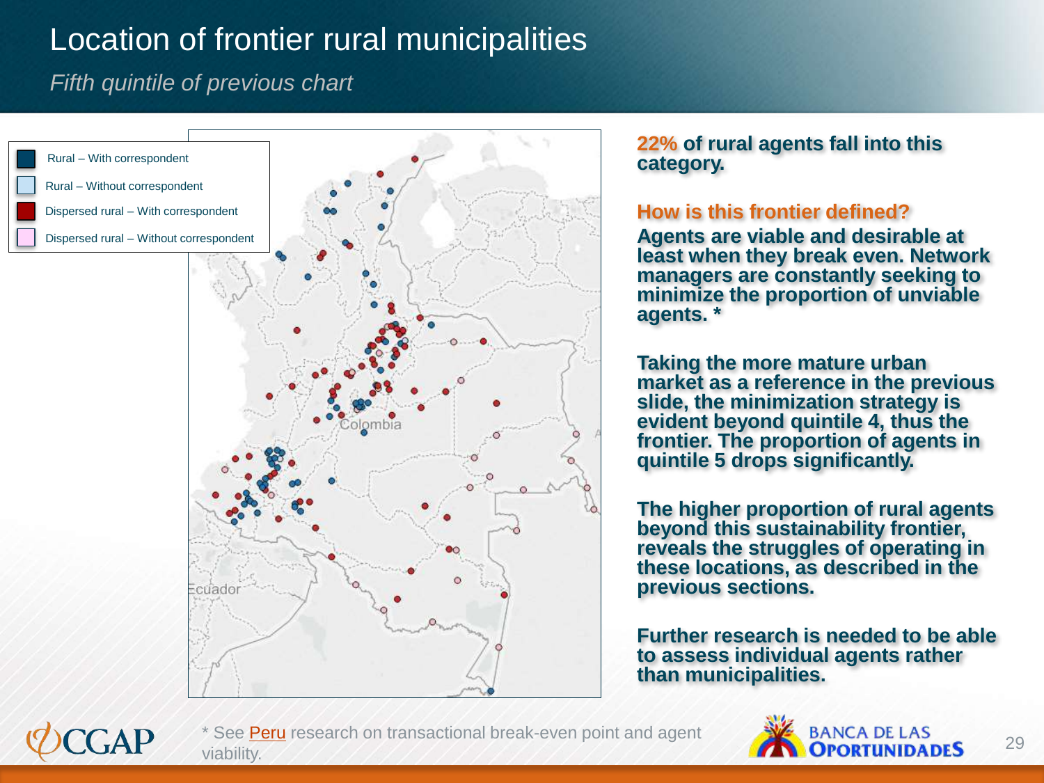# Location of frontier rural municipalities

*Fifth quintile of previous chart*

- Rural – With correspondent
- Rural – Without correspondent
- Dispersed rural – With correspondent
- Dispersed rural – Without correspondent

Colombia

Ecuador

**22% of rural agents fall into this category.**

**How is this frontier defined?**

**Agents are viable and desirable at least when they break even. Network managers are constantly seeking to minimize the proportion of unviable agents. ***

**Taking the more mature urban market as a reference in the previous slide, the minimization strategy is evident beyond quintile 4, thus the frontier. The proportion of agents in quintile 5 drops significantly.**

**The higher proportion of rural agents beyond this sustainability frontier, reveals the struggles of operating in these locations, as described in the previous sections.**

**Further research is needed to be able to assess individual agents rather than municipalities.**

* See Peru research on transactional break-even point and agent viability.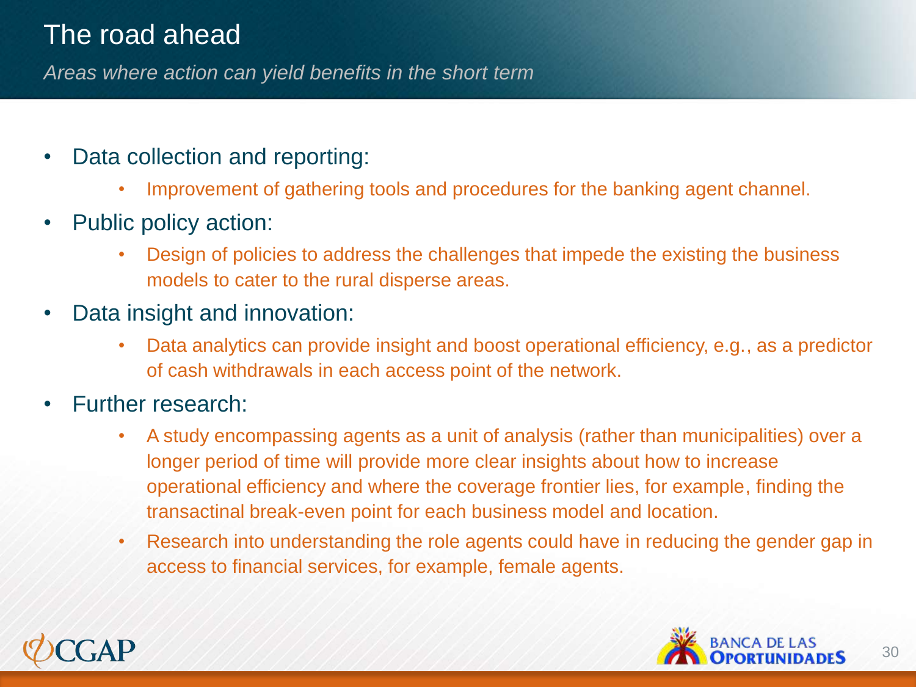# The road ahead

*Areas where action can yield benefits in the short term*

- Data collection and reporting:
  - Improvement of gathering tools and procedures for the banking agent channel.
- Public policy action:
  - Design of policies to address the challenges that impede the existing the business models to cater to the rural disperse areas.
- Data insight and innovation:
  - Data analytics can provide insight and boost operational efficiency, e.g., as a predictor of cash withdrawals in each access point of the network.
- Further research:
  - A study encompassing agents as a unit of analysis (rather than municipalities) over a longer period of time will provide more clear insights about how to increase operational efficiency and where the coverage frontier lies, for example, finding the transactinal break-even point for each business model and location.
  - Research into understanding the role agents could have in reducing the gender gap in access to financial services, for example, female agents.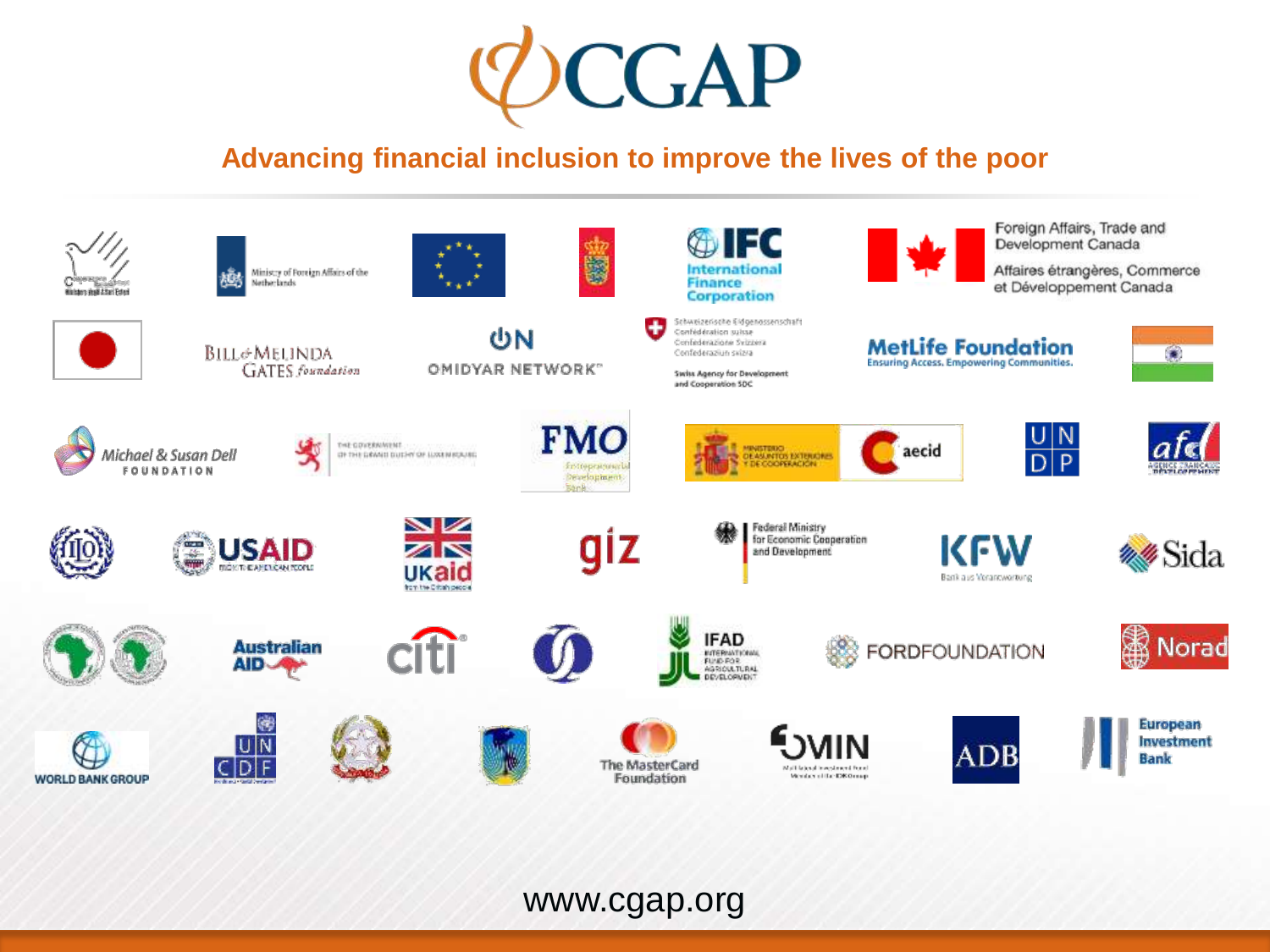# CGAP

**Advancing financial inclusion to improve the lives of the poor**

www.cgap.org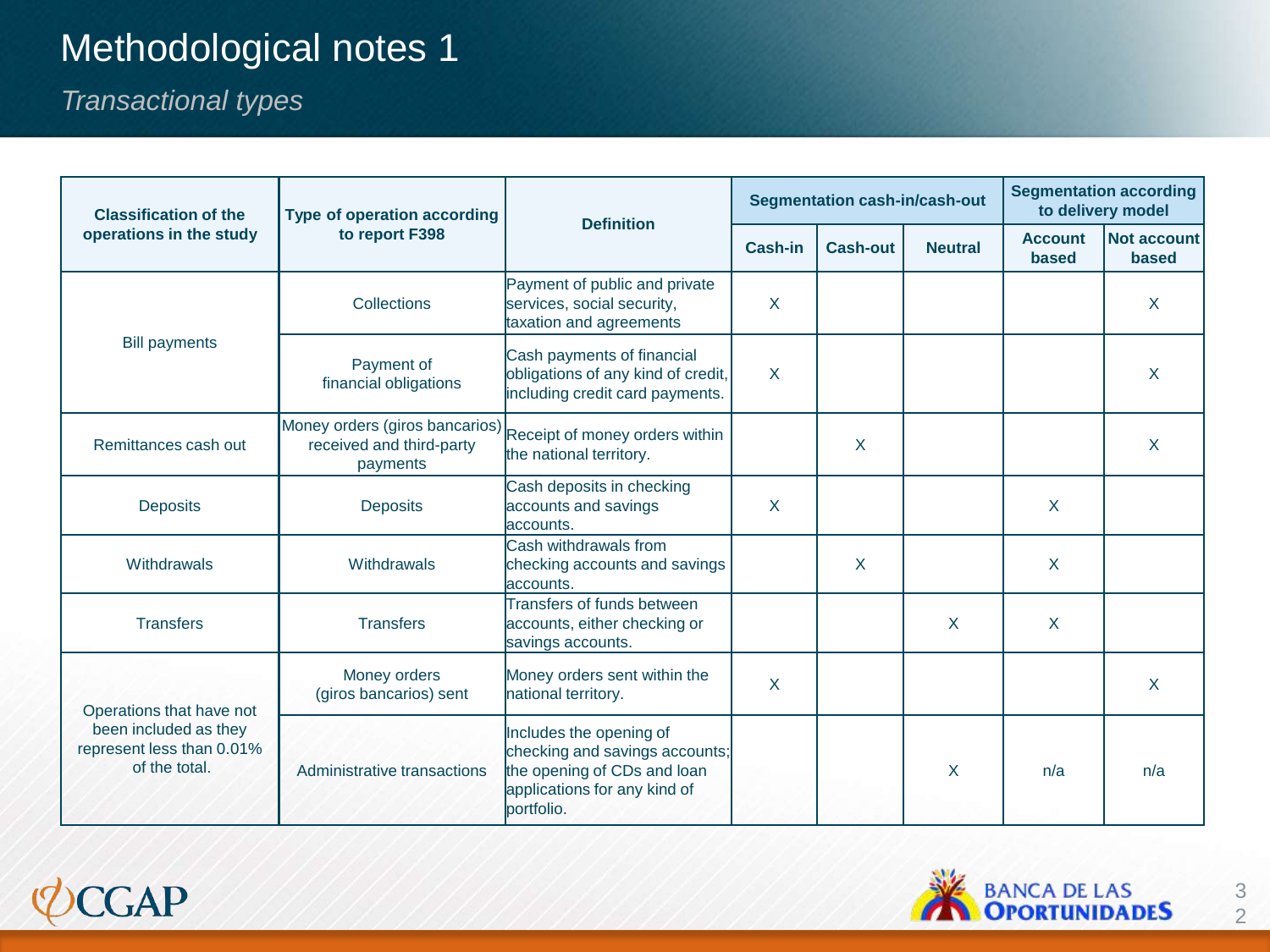# Methodological notes 1

*Transactional types*

| Classification of the operations in the study | Type of operation according to report F398 | Definition | Segmentation cash-in/cash-out | | | Segmentation according to delivery model | |
|---|---|---|---|---|---|---|---|
| | | | Cash-in | Cash-out | Neutral | Account based | Not account based |
| Bill payments | Collections | Payment of public and private services, social security, taxation and agreements | X | | | | X |
| | Payment of financial obligations | Cash payments of financial obligations of any kind of credit, including credit card payments. | X | | | | X |
| Remittances cash out | Money orders (giros bancarios) received and third-party payments | Receipt of money orders within the national territory. | | X | | | X |
| Deposits | Deposits | Cash deposits in checking accounts and savings accounts. | X | | | X | |
| Withdrawals | Withdrawals | Cash withdrawals from checking accounts and savings accounts. | | X | | X | |
| Transfers | Transfers | Transfers of funds between accounts, either checking or savings accounts. | | | X | X | |
| Operations that have not been included as they represent less than 0.01% of the total. | Money orders (giros bancarios) sent | Money orders sent within the national territory. | X | | | | X |
| | Administrative transactions | Includes the opening of checking and savings accounts; the opening of CDs and loan applications for any kind of portfolio. | | | X | n/a | n/a |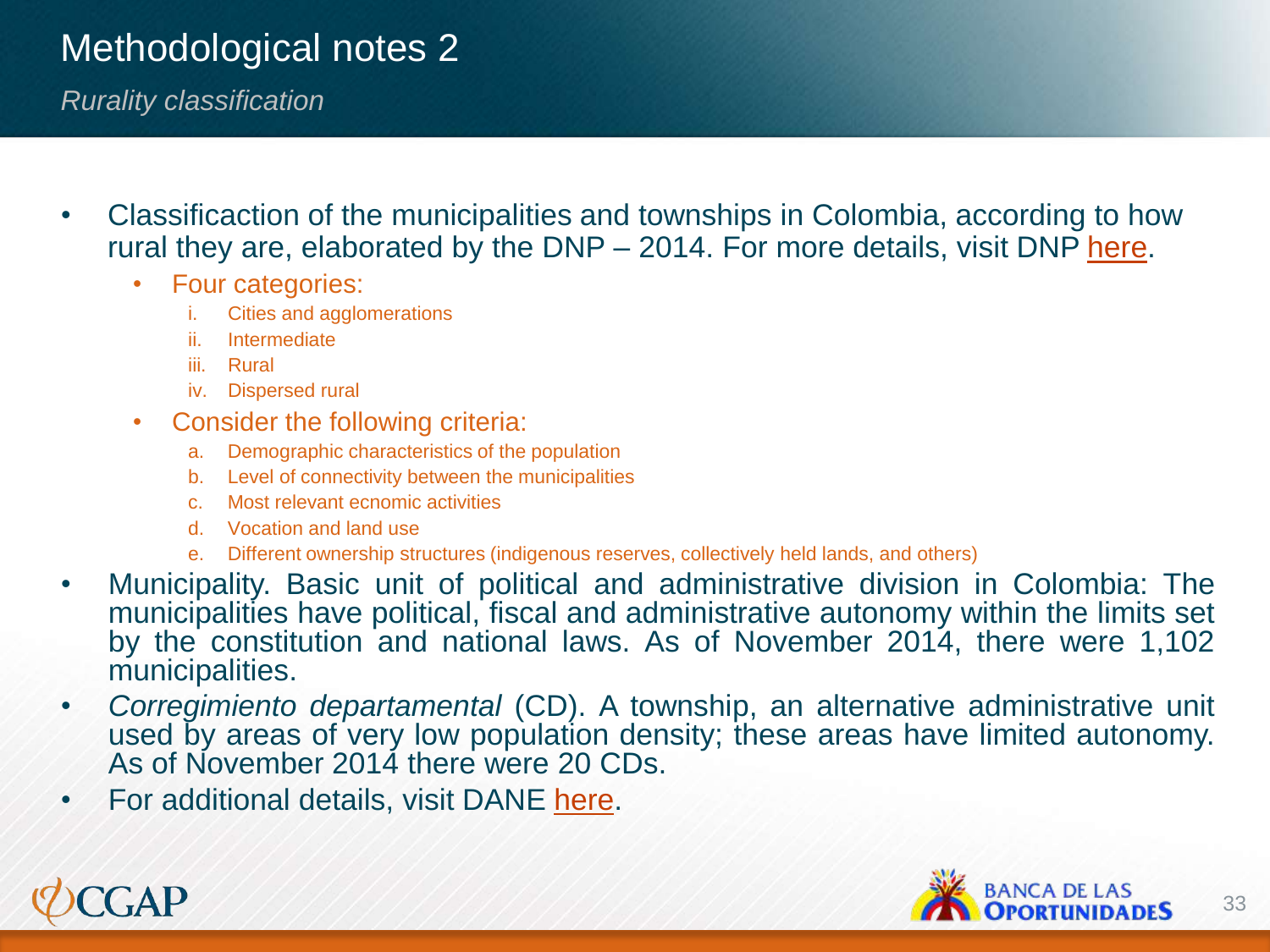# Methodological notes 2

*Rurality classification*

- Classificaction of the municipalities and townships in Colombia, according to how rural they are, elaborated by the DNP – 2014. For more details, visit DNP here.
  - Four categories:
    1. Cities and agglomerations
    2. Intermediate
    3. Rural
    4. Dispersed rural
  - Consider the following criteria:
    a. Demographic characteristics of the population
    b. Level of connectivity between the municipalities
    c. Most relevant ecnomic activities
    d. Vocation and land use
    e. Different ownership structures (indigenous reserves, collectively held lands, and others)
- Municipality. Basic unit of political and administrative division in Colombia: The municipalities have political, fiscal and administrative autonomy within the limits set by the constitution and national laws. As of November 2014, there were 1,102 municipalities.
- *Corregimiento departamental* (CD). A township, an alternative administrative unit used by areas of very low population density; these areas have limited autonomy. As of November 2014 there were 20 CDs.
- For additional details, visit DANE here.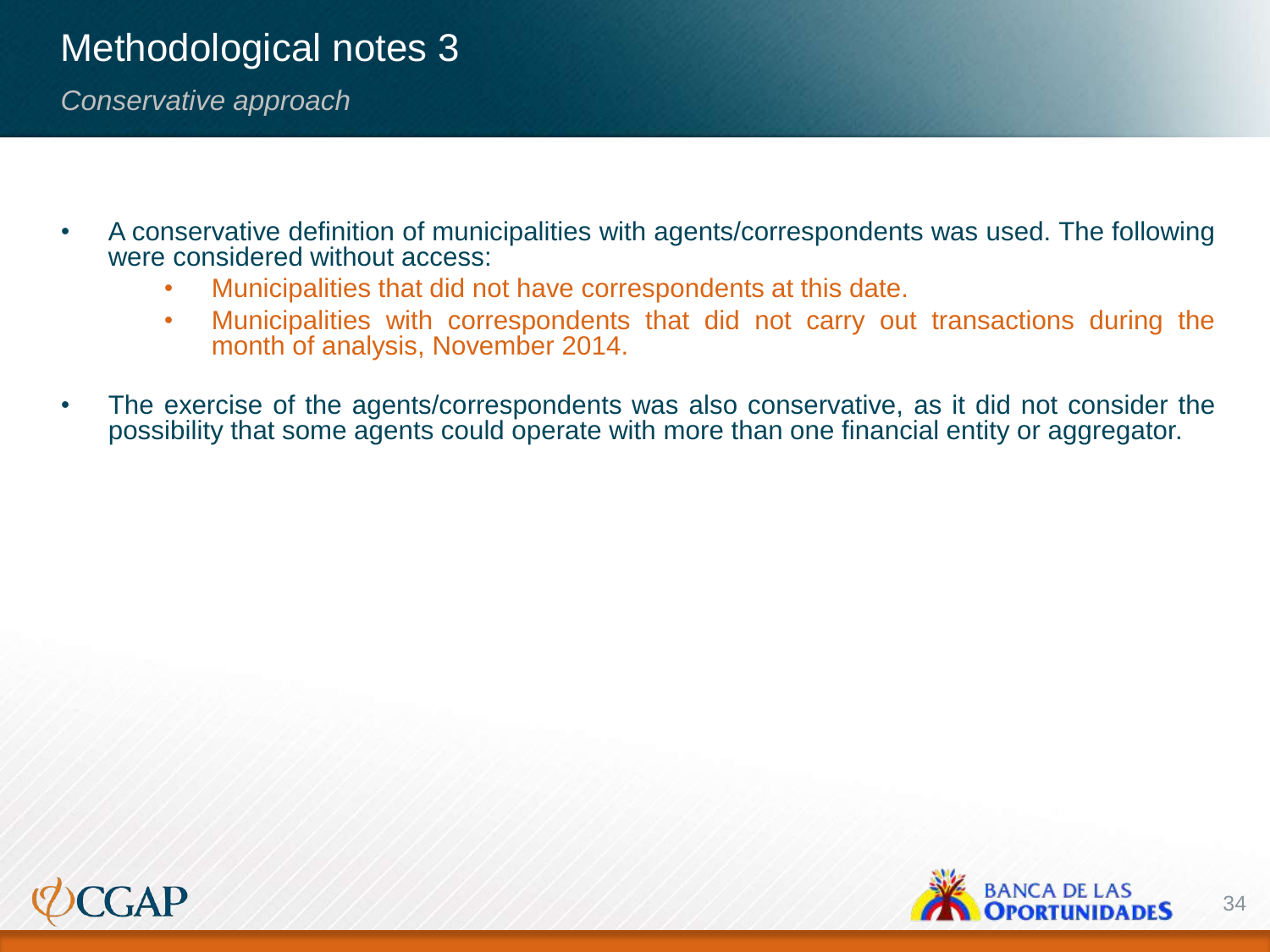# Methodological notes 3

*Conservative approach*

- A conservative definition of municipalities with agents/correspondents was used. The following were considered without access:
    - Municipalities that did not have correspondents at this date.
    - Municipalities with correspondents that did not carry out transactions during the month of analysis, November 2014.
- The exercise of the agents/correspondents was also conservative, as it did not consider the possibility that some agents could operate with more than one financial entity or aggregator.